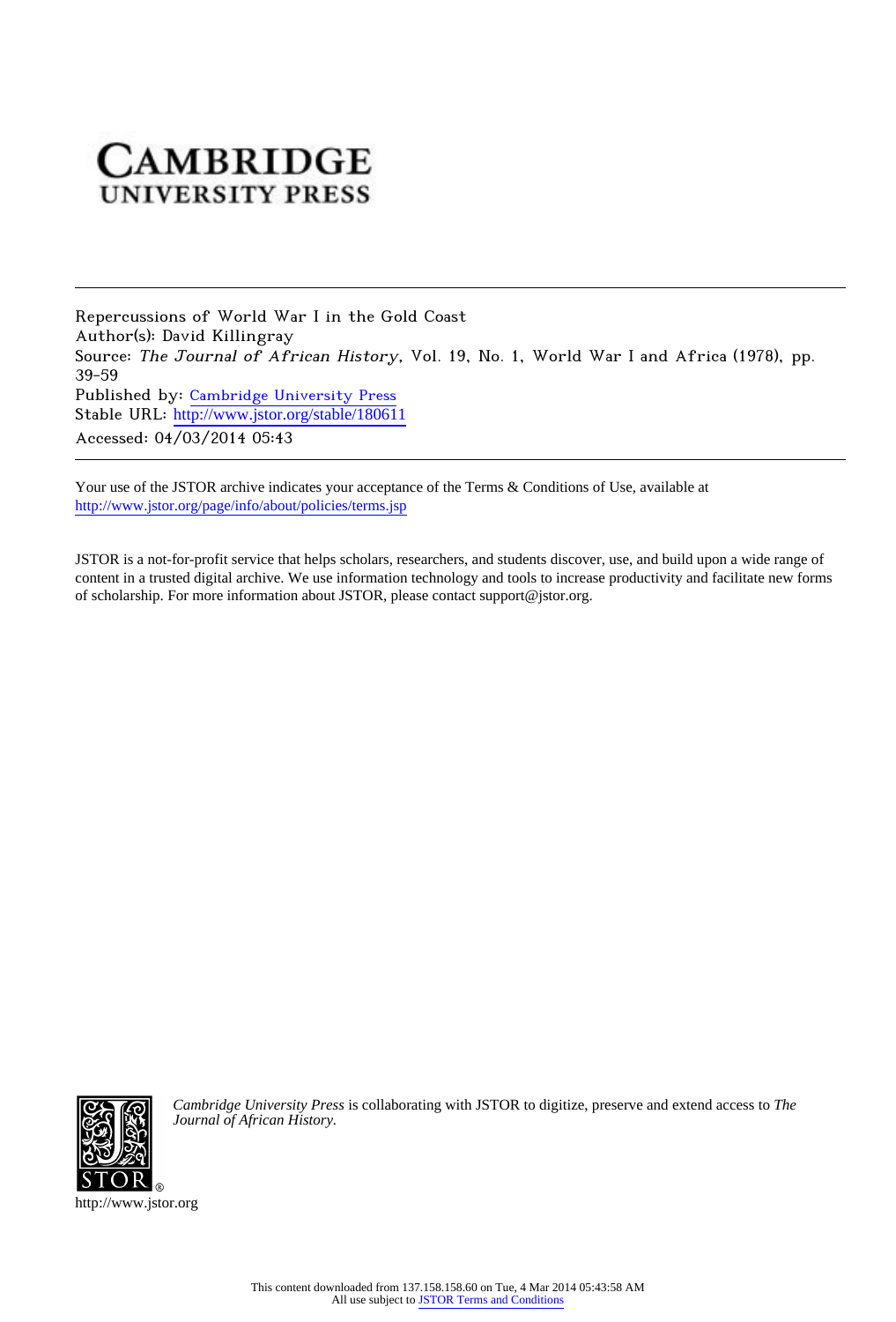CAMBRIDGE
UNIVERSITY PRESS

---

Repercussions of World War I in the Gold Coast
Author(s): David Killingray
Source: *The Journal of African History*, Vol. 19, No. 1, World War I and Africa (1978), pp. 39-59
Published by: Cambridge University Press
Stable URL: http://www.jstor.org/stable/180611
Accessed: 04/03/2014 05:43

---

Your use of the JSTOR archive indicates your acceptance of the Terms & Conditions of Use, available at http://www.jstor.org/page/info/about/policies/terms.jsp

JSTOR is a not-for-profit service that helps scholars, researchers, and students discover, use, and build upon a wide range of content in a trusted digital archive. We use information technology and tools to increase productivity and facilitate new forms of scholarship. For more information about JSTOR, please contact support@jstor.org.

*Cambridge University Press* is collaborating with JSTOR to digitize, preserve and extend access to *The Journal of African History.*

http://www.jstor.org

This content downloaded from 137.158.158.60 on Tue, 4 Mar 2014 05:43:58 AM
All use subject to JSTOR Terms and Conditions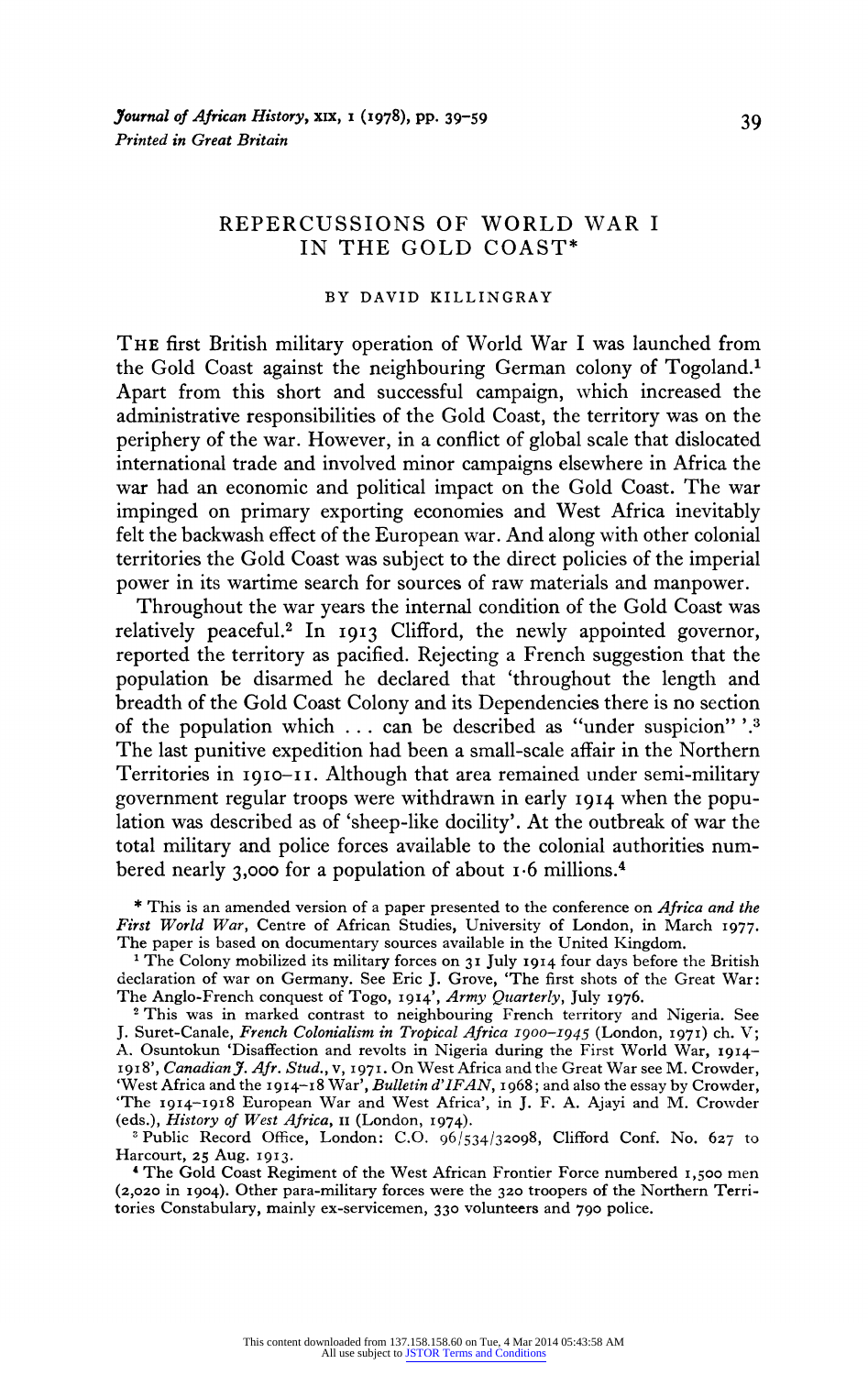# REPERCUSSIONS OF WORLD WAR I IN THE GOLD COAST*

BY DAVID KILLINGRAY

THE first British military operation of World War I was launched from the Gold Coast against the neighbouring German colony of Togoland.[1] Apart from this short and successful campaign, which increased the administrative responsibilities of the Gold Coast, the territory was on the periphery of the war. However, in a conflict of global scale that dislocated international trade and involved minor campaigns elsewhere in Africa the war had an economic and political impact on the Gold Coast. The war impinged on primary exporting economies and West Africa inevitably felt the backwash effect of the European war. And along with other colonial territories the Gold Coast was subject to the direct policies of the imperial power in its wartime search for sources of raw materials and manpower.

Throughout the war years the internal condition of the Gold Coast was relatively peaceful.[2] In 1913 Clifford, the newly appointed governor, reported the territory as pacified. Rejecting a French suggestion that the population be disarmed he declared that 'throughout the length and breadth of the Gold Coast Colony and its Dependencies there is no section of the population which ... can be described as "under suspicion" '.[3] The last punitive expedition had been a small-scale affair in the Northern Territories in 1910–11. Although that area remained under semi-military government regular troops were withdrawn in early 1914 when the population was described as of 'sheep-like docility'. At the outbreak of war the total military and police forces available to the colonial authorities numbered nearly 3,000 for a population of about 1·6 millions.[4]

\* This is an amended version of a paper presented to the conference on *Africa and the First World War*, Centre of African Studies, University of London, in March 1977. The paper is based on documentary sources available in the United Kingdom.

[1] The Colony mobilized its military forces on 31 July 1914 four days before the British declaration of war on Germany. See Eric J. Grove, 'The first shots of the Great War: The Anglo-French conquest of Togo, 1914', *Army Quarterly*, July 1976.

[2] This was in marked contrast to neighbouring French territory and Nigeria. See J. Suret-Canale, *French Colonialism in Tropical Africa 1900–1945* (London, 1971) ch. V; A. Osuntokun 'Disaffection and revolts in Nigeria during the First World War, 1914–1918', *Canadian J. Afr. Stud.*, v, 1971. On West Africa and the Great War see M. Crowder, 'West Africa and the 1914–18 War', *Bulletin d'IFAN*, 1968; and also the essay by Crowder, 'The 1914–1918 European War and West Africa', in J. F. A. Ajayi and M. Crowder (eds.), *History of West Africa*, II (London, 1974).

[3] Public Record Office, London: C.O. 96/534/32098, Clifford Conf. No. 627 to Harcourt, 25 Aug. 1913.

[4] The Gold Coast Regiment of the West African Frontier Force numbered 1,500 men (2,020 in 1904). Other para-military forces were the 320 troopers of the Northern Territories Constabulary, mainly ex-servicemen, 330 volunteers and 790 police.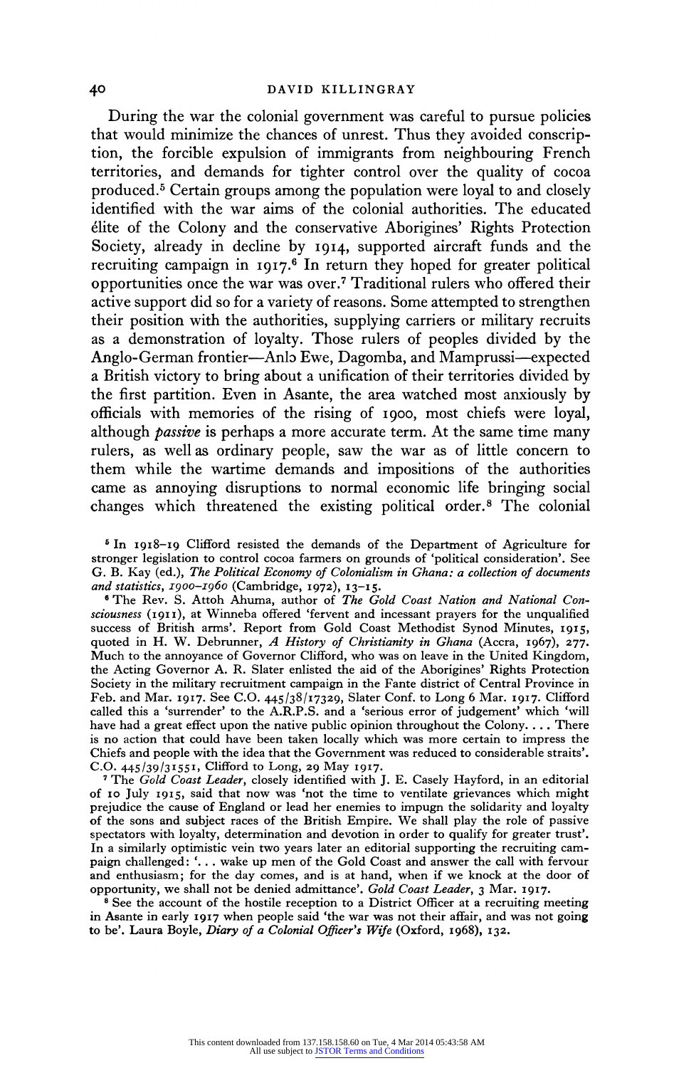During the war the colonial government was careful to pursue policies that would minimize the chances of unrest. Thus they avoided conscription, the forcible expulsion of immigrants from neighbouring French territories, and demands for tighter control over the quality of cocoa produced.[5] Certain groups among the population were loyal to and closely identified with the war aims of the colonial authorities. The educated élite of the Colony and the conservative Aborigines' Rights Protection Society, already in decline by 1914, supported aircraft funds and the recruiting campaign in 1917.[6] In return they hoped for greater political opportunities once the war was over.[7] Traditional rulers who offered their active support did so for a variety of reasons. Some attempted to strengthen their position with the authorities, supplying carriers or military recruits as a demonstration of loyalty. Those rulers of peoples divided by the Anglo-German frontier—Anlɔ Ewe, Dagomba, and Mamprussi—expected a British victory to bring about a unification of their territories divided by the first partition. Even in Asante, the area watched most anxiously by officials with memories of the rising of 1900, most chiefs were loyal, although *passive* is perhaps a more accurate term. At the same time many rulers, as well as ordinary people, saw the war as of little concern to them while the wartime demands and impositions of the authorities came as annoying disruptions to normal economic life bringing social changes which threatened the existing political order.[8] The colonial

[5] In 1918–19 Clifford resisted the demands of the Department of Agriculture for stronger legislation to control cocoa farmers on grounds of 'political consideration'. See G. B. Kay (ed.), *The Political Economy of Colonialism in Ghana: a collection of documents and statistics, 1900–1960* (Cambridge, 1972), 13–15.

[6] The Rev. S. Attoh Ahuma, author of *The Gold Coast Nation and National Consciousness* (1911), at Winneba offered 'fervent and incessant prayers for the unqualified success of British arms'. Report from Gold Coast Methodist Synod Minutes, 1915, quoted in H. W. Debrunner, *A History of Christianity in Ghana* (Accra, 1967), 277. Much to the annoyance of Governor Clifford, who was on leave in the United Kingdom, the Acting Governor A. R. Slater enlisted the aid of the Aborigines' Rights Protection Society in the military recruitment campaign in the Fante district of Central Province in Feb. and Mar. 1917. See C.O. 445/38/17329, Slater Conf. to Long 6 Mar. 1917. Clifford called this a 'surrender' to the A.R.P.S. and a 'serious error of judgement' which 'will have had a great effect upon the native public opinion throughout the Colony.... There is no action that could have been taken locally which was more certain to impress the Chiefs and people with the idea that the Government was reduced to considerable straits'. C.O. 445/39/31551, Clifford to Long, 29 May 1917.

[7] The *Gold Coast Leader*, closely identified with J. E. Casely Hayford, in an editorial of 10 July 1915, said that now was 'not the time to ventilate grievances which might prejudice the cause of England or lead her enemies to impugn the solidarity and loyalty of the sons and subject races of the British Empire. We shall play the role of passive spectators with loyalty, determination and devotion in order to qualify for greater trust'. In a similarly optimistic vein two years later an editorial supporting the recruiting campaign challenged: '... wake up men of the Gold Coast and answer the call with fervour and enthusiasm; for the day comes, and is at hand, when if we knock at the door of opportunity, we shall not be denied admittance'. *Gold Coast Leader*, 3 Mar. 1917.

[8] See the account of the hostile reception to a District Officer at a recruiting meeting in Asante in early 1917 when people said 'the war was not their affair, and was not going to be'. Laura Boyle, *Diary of a Colonial Officer's Wife* (Oxford, 1968), 132.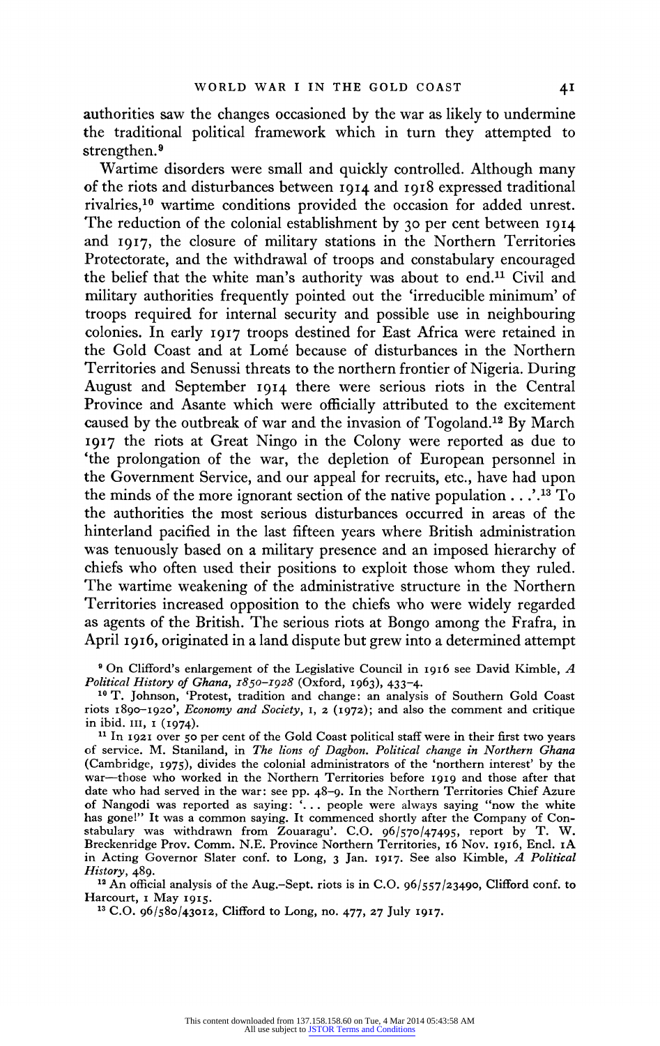authorities saw the changes occasioned by the war as likely to undermine the traditional political framework which in turn they attempted to strengthen.[9]

Wartime disorders were small and quickly controlled. Although many of the riots and disturbances between 1914 and 1918 expressed traditional rivalries,[10] wartime conditions provided the occasion for added unrest. The reduction of the colonial establishment by 30 per cent between 1914 and 1917, the closure of military stations in the Northern Territories Protectorate, and the withdrawal of troops and constabulary encouraged the belief that the white man's authority was about to end.[11] Civil and military authorities frequently pointed out the 'irreducible minimum' of troops required for internal security and possible use in neighbouring colonies. In early 1917 troops destined for East Africa were retained in the Gold Coast and at Lomé because of disturbances in the Northern Territories and Senussi threats to the northern frontier of Nigeria. During August and September 1914 there were serious riots in the Central Province and Asante which were officially attributed to the excitement caused by the outbreak of war and the invasion of Togoland.[12] By March 1917 the riots at Great Ningo in the Colony were reported as due to 'the prolongation of the war, the depletion of European personnel in the Government Service, and our appeal for recruits, etc., have had upon the minds of the more ignorant section of the native population . . .'.[13] To the authorities the most serious disturbances occurred in areas of the hinterland pacified in the last fifteen years where British administration was tenuously based on a military presence and an imposed hierarchy of chiefs who often used their positions to exploit those whom they ruled. The wartime weakening of the administrative structure in the Northern Territories increased opposition to the chiefs who were widely regarded as agents of the British. The serious riots at Bongo among the Frafra, in April 1916, originated in a land dispute but grew into a determined attempt

[9] On Clifford's enlargement of the Legislative Council in 1916 see David Kimble, *A Political History of Ghana, 1850–1928* (Oxford, 1963), 433–4.

[10] T. Johnson, 'Protest, tradition and change: an analysis of Southern Gold Coast riots 1890–1920', *Economy and Society*, I, 2 (1972); and also the comment and critique in ibid. III, 1 (1974).

[11] In 1921 over 50 per cent of the Gold Coast political staff were in their first two years of service. M. Staniland, in *The lions of Dagbon. Political change in Northern Ghana* (Cambridge, 1975), divides the colonial administrators of the 'northern interest' by the war—those who worked in the Northern Territories before 1919 and those after that date who had served in the war: see pp. 48–9. In the Northern Territories Chief Azure of Nangodi was reported as saying: '. . . people were always saying "now the white has gone!" It was a common saying. It commenced shortly after the Company of Constabulary was withdrawn from Zouaragu'. C.O. 96/570/47495, report by T. W. Breckenridge Prov. Comm. N.E. Province Northern Territories, 16 Nov. 1916, Encl. 1A in Acting Governor Slater conf. to Long, 3 Jan. 1917. See also Kimble, *A Political History*, 489.

[12] An official analysis of the Aug.–Sept. riots is in C.O. 96/557/23490, Clifford conf. to Harcourt, 1 May 1915.

[13] C.O. 96/580/43012, Clifford to Long, no. 477, 27 July 1917.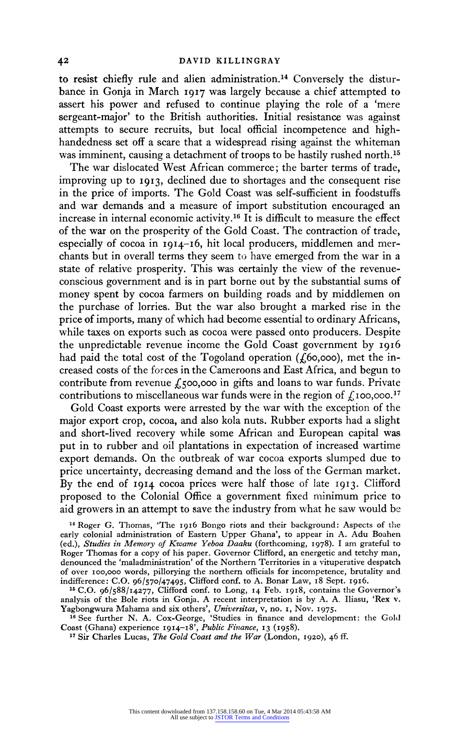to resist chiefly rule and alien administration.[14] Conversely the disturbance in Gonja in March 1917 was largely because a chief attempted to assert his power and refused to continue playing the role of a 'mere sergeant-major' to the British authorities. Initial resistance was against attempts to secure recruits, but local official incompetence and high-handedness set off a scare that a widespread rising against the whiteman was imminent, causing a detachment of troops to be hastily rushed north.[15]

The war dislocated West African commerce; the barter terms of trade, improving up to 1913, declined due to shortages and the consequent rise in the price of imports. The Gold Coast was self-sufficient in foodstuffs and war demands and a measure of import substitution encouraged an increase in internal economic activity.[16] It is difficult to measure the effect of the war on the prosperity of the Gold Coast. The contraction of trade, especially of cocoa in 1914–16, hit local producers, middlemen and merchants but in overall terms they seem to have emerged from the war in a state of relative prosperity. This was certainly the view of the revenue-conscious government and is in part borne out by the substantial sums of money spent by cocoa farmers on building roads and by middlemen on the purchase of lorries. But the war also brought a marked rise in the price of imports, many of which had become essential to ordinary Africans, while taxes on exports such as cocoa were passed onto producers. Despite the unpredictable revenue income the Gold Coast government by 1916 had paid the total cost of the Togoland operation (£60,000), met the increased costs of the forces in the Cameroons and East Africa, and begun to contribute from revenue £500,000 in gifts and loans to war funds. Private contributions to miscellaneous war funds were in the region of £100,000.[17]

Gold Coast exports were arrested by the war with the exception of the major export crop, cocoa, and also kola nuts. Rubber exports had a slight and short-lived recovery while some African and European capital was put in to rubber and oil plantations in expectation of increased wartime export demands. On the outbreak of war cocoa exports slumped due to price uncertainty, decreasing demand and the loss of the German market. By the end of 1914 cocoa prices were half those of late 1913. Clifford proposed to the Colonial Office a government fixed minimum price to aid growers in an attempt to save the industry from what he saw would be

[14] Roger G. Thomas, 'The 1916 Bongo riots and their background: Aspects of the early colonial administration of Eastern Upper Ghana', to appear in A. Adu Boahen (ed.), *Studies in Memory of Kwame Yeboa Daaku* (forthcoming, 1978). I am grateful to Roger Thomas for a copy of his paper. Governor Clifford, an energetic and tetchy man, denounced the 'maladministration' of the Northern Territories in a vituperative despatch of over 100,000 words, pillorying the northern officials for incompetence, brutality and indifference: C.O. 96/570/47495, Clifford conf. to A. Bonar Law, 18 Sept. 1916.

[15] C.O. 96/588/14277, Clifford conf. to Long, 14 Feb. 1918, contains the Governor's analysis of the Bole riots in Gonja. A recent interpretation is by A. A. Iliasu, 'Rex v. Yagbongwura Mahama and six others', *Universitas*, v, no. 1, Nov. 1975.

[16] See further N. A. Cox-George, 'Studies in finance and development: the Gold Coast (Ghana) experience 1914–18', *Public Finance*, 13 (1958).

[17] Sir Charles Lucas, *The Gold Coast and the War* (London, 1920), 46 ff.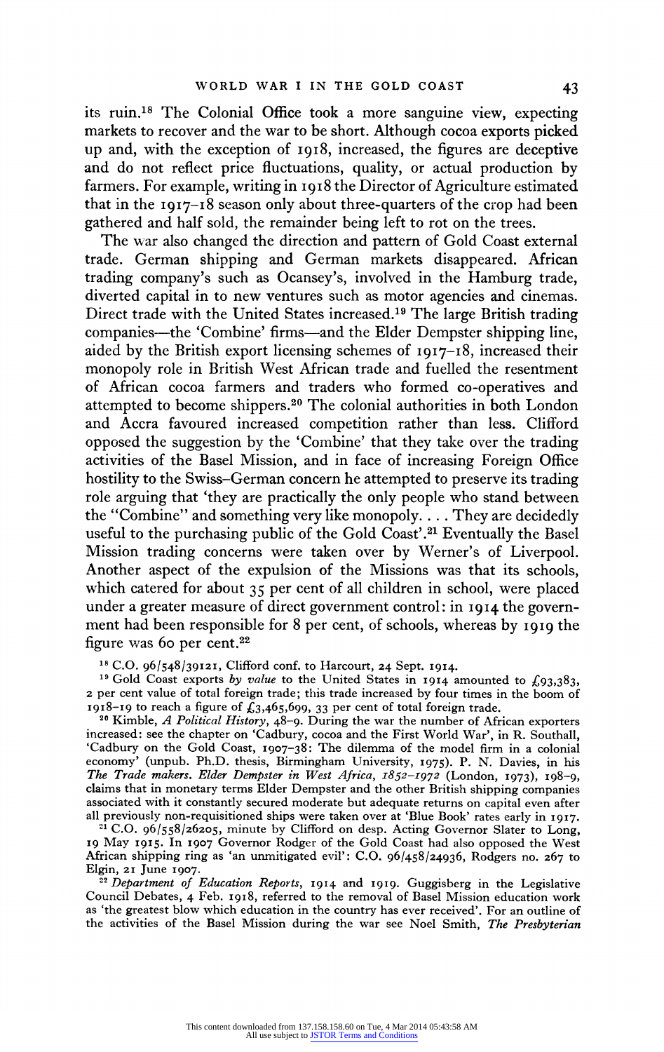its ruin.[18] The Colonial Office took a more sanguine view, expecting markets to recover and the war to be short. Although cocoa exports picked up and, with the exception of 1918, increased, the figures are deceptive and do not reflect price fluctuations, quality, or actual production by farmers. For example, writing in 1918 the Director of Agriculture estimated that in the 1917–18 season only about three-quarters of the crop had been gathered and half sold, the remainder being left to rot on the trees.

The war also changed the direction and pattern of Gold Coast external trade. German shipping and German markets disappeared. African trading company's such as Ocansey's, involved in the Hamburg trade, diverted capital in to new ventures such as motor agencies and cinemas. Direct trade with the United States increased.[19] The large British trading companies—the 'Combine' firms—and the Elder Dempster shipping line, aided by the British export licensing schemes of 1917–18, increased their monopoly role in British West African trade and fuelled the resentment of African cocoa farmers and traders who formed co-operatives and attempted to become shippers.[20] The colonial authorities in both London and Accra favoured increased competition rather than less. Clifford opposed the suggestion by the 'Combine' that they take over the trading activities of the Basel Mission, and in face of increasing Foreign Office hostility to the Swiss-German concern he attempted to preserve its trading role arguing that 'they are practically the only people who stand between the "Combine" and something very like monopoly. . . . They are decidedly useful to the purchasing public of the Gold Coast'.[21] Eventually the Basel Mission trading concerns were taken over by Werner's of Liverpool. Another aspect of the expulsion of the Missions was that its schools, which catered for about 35 per cent of all children in school, were placed under a greater measure of direct government control: in 1914 the government had been responsible for 8 per cent, of schools, whereas by 1919 the figure was 60 per cent.[22]

[18] C.O. 96/548/39121, Clifford conf. to Harcourt, 24 Sept. 1914.

[19] Gold Coast exports *by value* to the United States in 1914 amounted to £93,383, 2 per cent value of total foreign trade; this trade increased by four times in the boom of 1918–19 to reach a figure of £3,465,699, 33 per cent of total foreign trade.

[20] Kimble, *A Political History*, 48–9. During the war the number of African exporters increased: see the chapter on 'Cadbury, cocoa and the First World War', in R. Southall, 'Cadbury on the Gold Coast, 1907–38: The dilemma of the model firm in a colonial economy' (unpub. Ph.D. thesis, Birmingham University, 1975). P. N. Davies, in his *The Trade makers. Elder Dempster in West Africa, 1852–1972* (London, 1973), 198–9, claims that in monetary terms Elder Dempster and the other British shipping companies associated with it constantly secured moderate but adequate returns on capital even after all previously non-requisitioned ships were taken over at 'Blue Book' rates early in 1917.

[21] C.O. 96/558/26205, minute by Clifford on desp. Acting Governor Slater to Long, 19 May 1915. In 1907 Governor Rodger of the Gold Coast had also opposed the West African shipping ring as 'an unmitigated evil': C.O. 96/458/24936, Rodgers no. 267 to Elgin, 21 June 1907.

[22] *Department of Education Reports*, 1914 and 1919. Guggisberg in the Legislative Council Debates, 4 Feb. 1918, referred to the removal of Basel Mission education work as 'the greatest blow which education in the country has ever received'. For an outline of the activities of the Basel Mission during the war see Noel Smith, *The Presbyterian*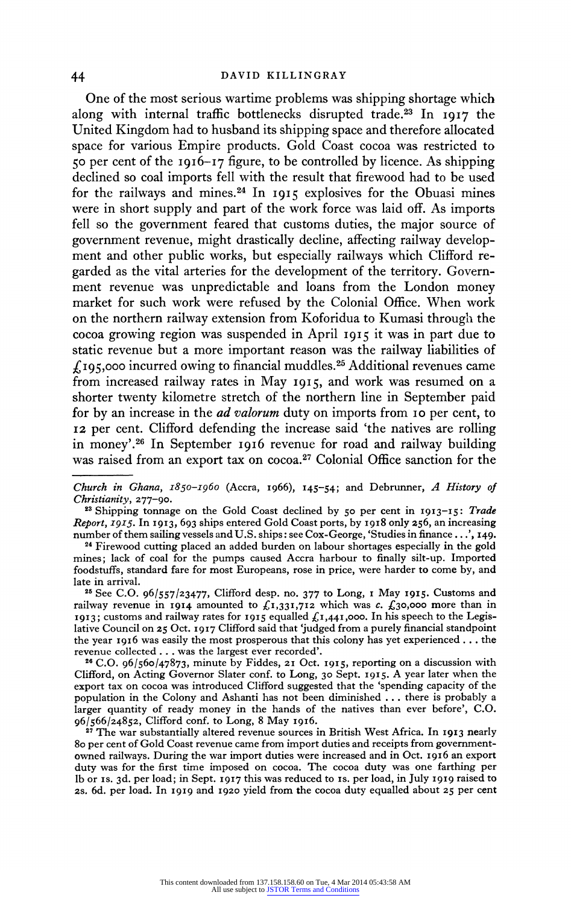One of the most serious wartime problems was shipping shortage which along with internal traffic bottlenecks disrupted trade.[23] In 1917 the United Kingdom had to husband its shipping space and therefore allocated space for various Empire products. Gold Coast cocoa was restricted to 50 per cent of the 1916–17 figure, to be controlled by licence. As shipping declined so coal imports fell with the result that firewood had to be used for the railways and mines.[24] In 1915 explosives for the Obuasi mines were in short supply and part of the work force was laid off. As imports fell so the government feared that customs duties, the major source of government revenue, might drastically decline, affecting railway development and other public works, but especially railways which Clifford regarded as the vital arteries for the development of the territory. Government revenue was unpredictable and loans from the London money market for such work were refused by the Colonial Office. When work on the northern railway extension from Koforidua to Kumasi through the cocoa growing region was suspended in April 1915 it was in part due to static revenue but a more important reason was the railway liabilities of £195,000 incurred owing to financial muddles.[25] Additional revenues came from increased railway rates in May 1915, and work was resumed on a shorter twenty kilometre stretch of the northern line in September paid for by an increase in the *ad valorum* duty on imports from 10 per cent, to 12 per cent. Clifford defending the increase said 'the natives are rolling in money'.[26] In September 1916 revenue for road and railway building was raised from an export tax on cocoa.[27] Colonial Office sanction for the

---

*Church in Ghana, 1850–1960* (Accra, 1966), 145–54; and Debrunner, *A History of Christianity*, 277–90.

[23] Shipping tonnage on the Gold Coast declined by 50 per cent in 1913–15: *Trade Report, 1915*. In 1913, 693 ships entered Gold Coast ports, by 1918 only 256, an increasing number of them sailing vessels and U.S. ships: see Cox-George, 'Studies in finance...', 149.

[24] Firewood cutting placed an added burden on labour shortages especially in the gold mines; lack of coal for the pumps caused Accra harbour to finally silt-up. Imported foodstuffs, standard fare for most Europeans, rose in price, were harder to come by, and late in arrival.

[25] See C.O. 96/557/23477, Clifford desp. no. 377 to Long, 1 May 1915. Customs and railway revenue in 1914 amounted to £1,331,712 which was *c.* £30,000 more than in 1913; customs and railway rates for 1915 equalled £1,441,000. In his speech to the Legislative Council on 25 Oct. 1917 Clifford said that 'judged from a purely financial standpoint the year 1916 was easily the most prosperous that this colony has yet experienced... the revenue collected... was the largest ever recorded'.

[26] C.O. 96/560/47873, minute by Fiddes, 21 Oct. 1915, reporting on a discussion with Clifford, on Acting Governor Slater conf. to Long, 30 Sept. 1915. A year later when the export tax on cocoa was introduced Clifford suggested that the 'spending capacity of the population in the Colony and Ashanti has not been diminished... there is probably a larger quantity of ready money in the hands of the natives than ever before', C.O. 96/566/24852, Clifford conf. to Long, 8 May 1916.

[27] The war substantially altered revenue sources in British West Africa. In 1913 nearly 80 per cent of Gold Coast revenue came from import duties and receipts from government-owned railways. During the war import duties were increased and in Oct. 1916 an export duty was for the first time imposed on cocoa. The cocoa duty was one farthing per lb or 1s. 3d. per load; in Sept. 1917 this was reduced to 1s. per load, in July 1919 raised to 2s. 6d. per load. In 1919 and 1920 yield from the cocoa duty equalled about 25 per cent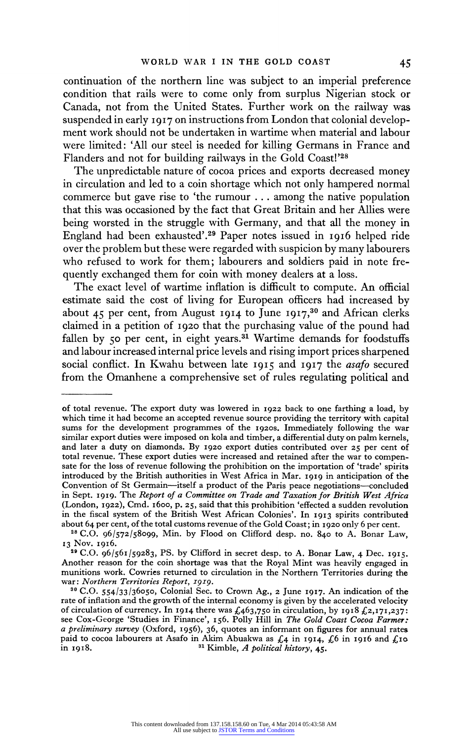continuation of the northern line was subject to an imperial preference condition that rails were to come only from surplus Nigerian stock or Canada, not from the United States. Further work on the railway was suspended in early 1917 on instructions from London that colonial development work should not be undertaken in wartime when material and labour were limited: 'All our steel is needed for killing Germans in France and Flanders and not for building railways in the Gold Coast!'[28]

The unpredictable nature of cocoa prices and exports decreased money in circulation and led to a coin shortage which not only hampered normal commerce but gave rise to 'the rumour ... among the native population that this was occasioned by the fact that Great Britain and her Allies were being worsted in the struggle with Germany, and that all the money in England had been exhausted'.[29] Paper notes issued in 1916 helped ride over the problem but these were regarded with suspicion by many labourers who refused to work for them; labourers and soldiers paid in note frequently exchanged them for coin with money dealers at a loss.

The exact level of wartime inflation is difficult to compute. An official estimate said the cost of living for European officers had increased by about 45 per cent, from August 1914 to June 1917,[30] and African clerks claimed in a petition of 1920 that the purchasing value of the pound had fallen by 50 per cent, in eight years.[31] Wartime demands for foodstuffs and labour increased internal price levels and rising import prices sharpened social conflict. In Kwahu between late 1915 and 1917 the *asafo* secured from the Omanhene a comprehensive set of rules regulating political and

---

of total revenue. The export duty was lowered in 1922 back to one farthing a load, by which time it had become an accepted revenue source providing the territory with capital sums for the development programmes of the 1920s. Immediately following the war similar export duties were imposed on kola and timber, a differential duty on palm kernels, and later a duty on diamonds. By 1920 export duties contributed over 25 per cent of total revenue. These export duties were increased and retained after the war to compensate for the loss of revenue following the prohibition on the importation of 'trade' spirits introduced by the British authorities in West Africa in Mar. 1919 in anticipation of the Convention of St Germain—itself a product of the Paris peace negotiations—concluded in Sept. 1919. The *Report of a Committee on Trade and Taxation for British West Africa* (London, 1922), Cmd. 1600, p. 25, said that this prohibition 'effected a sudden revolution in the fiscal system of the British West African Colonies'. In 1913 spirits contributed about 64 per cent, of the total customs revenue of the Gold Coast; in 1920 only 6 per cent.

[28] C.O. 96/572/58099, Min. by Flood on Clifford desp. no. 840 to A. Bonar Law, 13 Nov. 1916.

[29] C.O. 96/561/59283, PS. by Clifford in secret desp. to A. Bonar Law, 4 Dec. 1915. Another reason for the coin shortage was that the Royal Mint was heavily engaged in munitions work. Cowries returned to circulation in the Northern Territories during the war: *Northern Territories Report, 1919*.

[30] C.O. 554/33/36050, Colonial Sec. to Crown Ag., 2 June 1917. An indication of the rate of inflation and the growth of the internal economy is given by the accelerated velocity of circulation of currency. In 1914 there was £463,750 in circulation, by 1918 £2,171,237: see Cox-George 'Studies in Finance', 156. Polly Hill in *The Gold Coast Cocoa Farmer: a preliminary survey* (Oxford, 1956), 36, quotes an informant on figures for annual rates paid to cocoa labourers at Asafo in Akim Abuakwa as £4 in 1914, £6 in 1916 and £10 in 1918.

[31] Kimble, *A political history*, 45.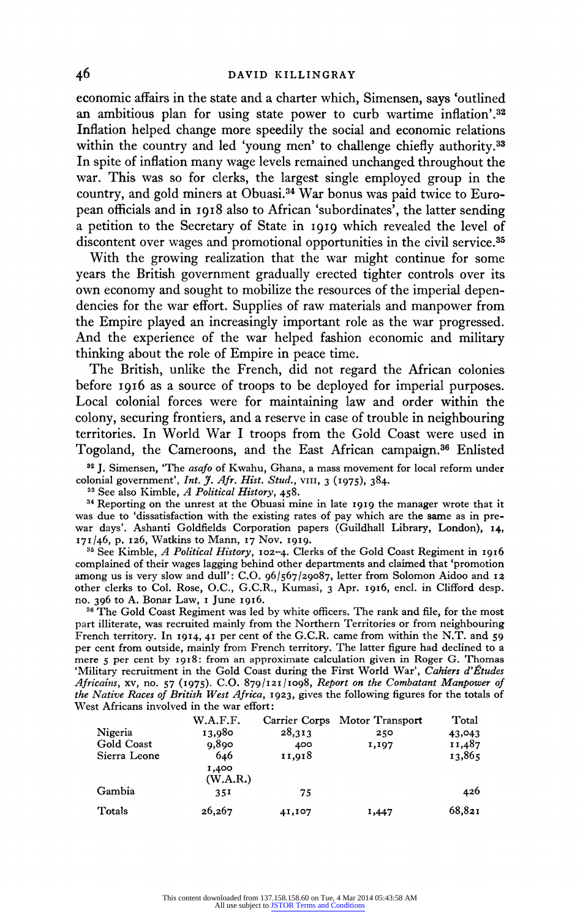economic affairs in the state and a charter which, Simensen, says 'outlined an ambitious plan for using state power to curb wartime inflation'.[32] Inflation helped change more speedily the social and economic relations within the country and led 'young men' to challenge chiefly authority.[33] In spite of inflation many wage levels remained unchanged throughout the war. This was so for clerks, the largest single employed group in the country, and gold miners at Obuasi.[34] War bonus was paid twice to European officials and in 1918 also to African 'subordinates', the latter sending a petition to the Secretary of State in 1919 which revealed the level of discontent over wages and promotional opportunities in the civil service.[35]

With the growing realization that the war might continue for some years the British government gradually erected tighter controls over its own economy and sought to mobilize the resources of the imperial dependencies for the war effort. Supplies of raw materials and manpower from the Empire played an increasingly important role as the war progressed. And the experience of the war helped fashion economic and military thinking about the role of Empire in peace time.

The British, unlike the French, did not regard the African colonies before 1916 as a source of troops to be deployed for imperial purposes. Local colonial forces were for maintaining law and order within the colony, securing frontiers, and a reserve in case of trouble in neighbouring territories. In World War I troops from the Gold Coast were used in Togoland, the Cameroons, and the East African campaign.[36] Enlisted

[32] J. Simensen, 'The *asafo* of Kwahu, Ghana, a mass movement for local reform under colonial government', *Int. J. Afr. Hist. Stud.*, VIII, 3 (1975), 384.

[33] See also Kimble, *A Political History*, 458.

[34] Reporting on the unrest at the Obuasi mine in late 1919 the manager wrote that it was due to 'dissatisfaction with the existing rates of pay which are the same as in pre-war days'. Ashanti Goldfields Corporation papers (Guildhall Library, London), 14, 171/46, p. 126, Watkins to Mann, 17 Nov. 1919.

[35] See Kimble, *A Political History*, 102–4. Clerks of the Gold Coast Regiment in 1916 complained of their wages lagging behind other departments and claimed that 'promotion among us is very slow and dull': C.O. 96/567/29087, letter from Solomon Aidoo and 12 other clerks to Col. Rose, O.C., G.C.R., Kumasi, 3 Apr. 1916, encl. in Clifford desp. no. 396 to A. Bonar Law, 1 June 1916.

[36] The Gold Coast Regiment was led by white officers. The rank and file, for the most part illiterate, was recruited mainly from the Northern Territories or from neighbouring French territory. In 1914, 41 per cent of the G.C.R. came from within the N.T. and 59 per cent from outside, mainly from French territory. The latter figure had declined to a mere 5 per cent by 1918: from an approximate calculation given in Roger G. Thomas 'Military recruitment in the Gold Coast during the First World War', *Cahiers d'Études Africains*, XV, no. 57 (1975). C.O. 879/121/1098, *Report on the Combatant Manpower of the Native Races of British West Africa*, 1923, gives the following figures for the totals of West Africans involved in the war effort:

| | W.A.F.F. | Carrier Corps | Motor Transport | Total |
|---|---|---|---|---|
| Nigeria | 13,980 | 28,313 | 250 | 43,043 |
| Gold Coast | 9,890 | 400 | 1,197 | 11,487 |
| Sierra Leone | 646<br>1,400<br>(W.A.R.) | 11,918 | | 13,865 |
| Gambia | 351 | 75 | | 426 |
| Totals | 26,267 | 41,107 | 1,447 | 68,821 |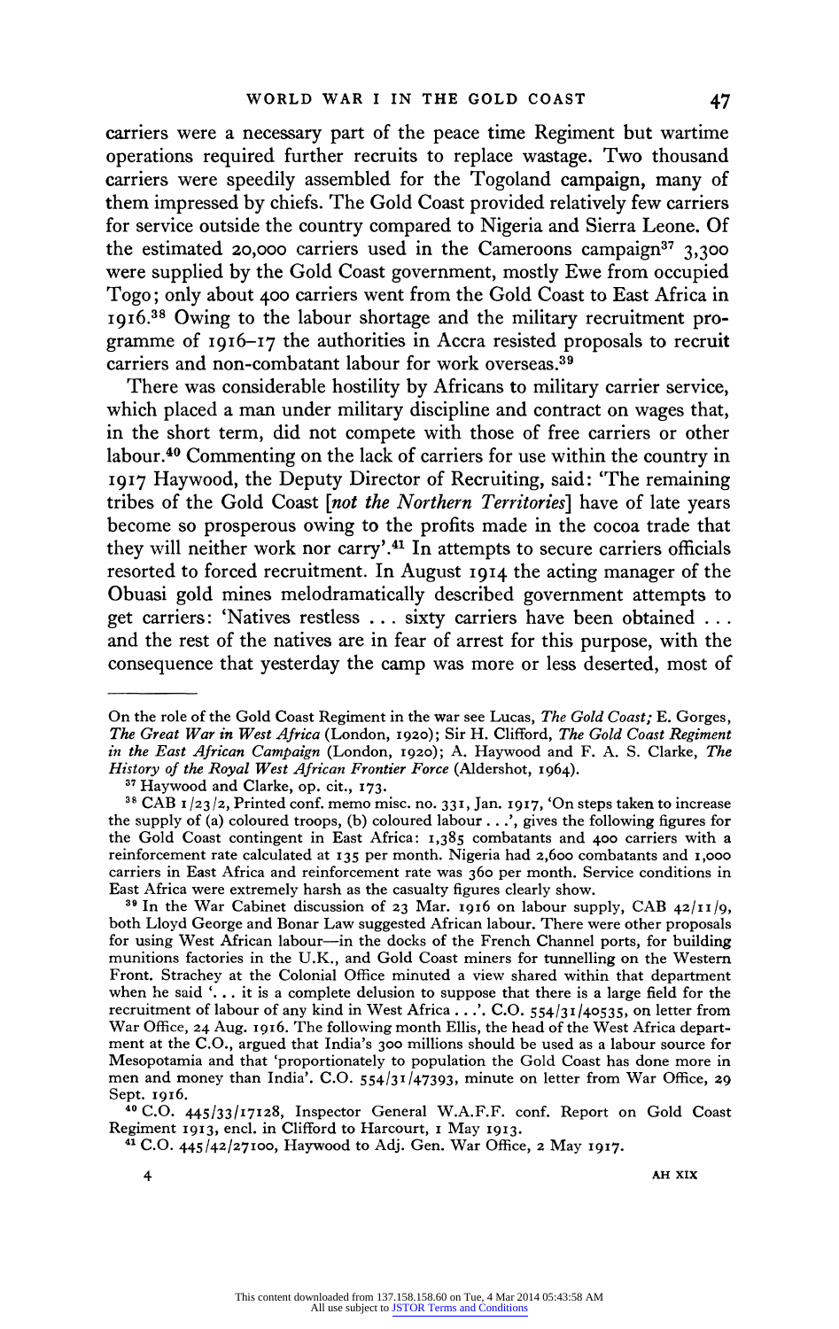carriers were a necessary part of the peace time Regiment but wartime operations required further recruits to replace wastage. Two thousand carriers were speedily assembled for the Togoland campaign, many of them impressed by chiefs. The Gold Coast provided relatively few carriers for service outside the country compared to Nigeria and Sierra Leone. Of the estimated 20,000 carriers used in the Cameroons campaign[37] 3,300 were supplied by the Gold Coast government, mostly Ewe from occupied Togo; only about 400 carriers went from the Gold Coast to East Africa in 1916.[38] Owing to the labour shortage and the military recruitment programme of 1916–17 the authorities in Accra resisted proposals to recruit carriers and non-combatant labour for work overseas.[39]

There was considerable hostility by Africans to military carrier service, which placed a man under military discipline and contract on wages that, in the short term, did not compete with those of free carriers or other labour.[40] Commenting on the lack of carriers for use within the country in 1917 Haywood, the Deputy Director of Recruiting, said: 'The remaining tribes of the Gold Coast [*not the Northern Territories*] have of late years become so prosperous owing to the profits made in the cocoa trade that they will neither work nor carry'.[41] In attempts to secure carriers officials resorted to forced recruitment. In August 1914 the acting manager of the Obuasi gold mines melodramatically described government attempts to get carriers: 'Natives restless ... sixty carriers have been obtained ... and the rest of the natives are in fear of arrest for this purpose, with the consequence that yesterday the camp was more or less deserted, most of

---

On the role of the Gold Coast Regiment in the war see Lucas, *The Gold Coast;* E. Gorges, *The Great War in West Africa* (London, 1920); Sir H. Clifford, *The Gold Coast Regiment in the East African Campaign* (London, 1920); A. Haywood and F. A. S. Clarke, *The History of the Royal West African Frontier Force* (Aldershot, 1964).

[37] Haywood and Clarke, op. cit., 173.

[38] CAB 1/23/2, Printed conf. memo misc. no. 331, Jan. 1917, 'On steps taken to increase the supply of (a) coloured troops, (b) coloured labour ...', gives the following figures for the Gold Coast contingent in East Africa: 1,385 combatants and 400 carriers with a reinforcement rate calculated at 135 per month. Nigeria had 2,600 combatants and 1,000 carriers in East Africa and reinforcement rate was 360 per month. Service conditions in East Africa were extremely harsh as the casualty figures clearly show.

[39] In the War Cabinet discussion of 23 Mar. 1916 on labour supply, CAB 42/11/9, both Lloyd George and Bonar Law suggested African labour. There were other proposals for using West African labour—in the docks of the French Channel ports, for building munitions factories in the U.K., and Gold Coast miners for tunnelling on the Western Front. Strachey at the Colonial Office minuted a view shared within that department when he said '... it is a complete delusion to suppose that there is a large field for the recruitment of labour of any kind in West Africa ...'. C.O. 554/31/40535, on letter from War Office, 24 Aug. 1916. The following month Ellis, the head of the West Africa department at the C.O., argued that India's 300 millions should be used as a labour source for Mesopotamia and that 'proportionately to population the Gold Coast has done more in men and money than India'. C.O. 554/31/47393, minute on letter from War Office, 29 Sept. 1916.

[40] C.O. 445/33/17128, Inspector General W.A.F.F. conf. Report on Gold Coast Regiment 1913, encl. in Clifford to Harcourt, 1 May 1913.

[41] C.O. 445/42/27100, Haywood to Adj. Gen. War Office, 2 May 1917.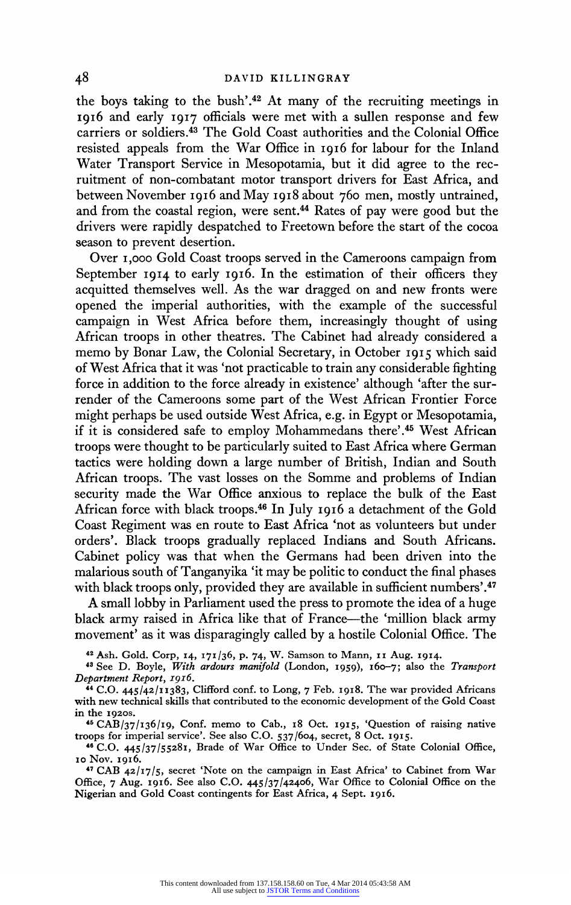the boys taking to the bush'.[42] At many of the recruiting meetings in 1916 and early 1917 officials were met with a sullen response and few carriers or soldiers.[43] The Gold Coast authorities and the Colonial Office resisted appeals from the War Office in 1916 for labour for the Inland Water Transport Service in Mesopotamia, but it did agree to the recruitment of non-combatant motor transport drivers for East Africa, and between November 1916 and May 1918 about 760 men, mostly untrained, and from the coastal region, were sent.[44] Rates of pay were good but the drivers were rapidly despatched to Freetown before the start of the cocoa season to prevent desertion.

Over 1,000 Gold Coast troops served in the Cameroons campaign from September 1914 to early 1916. In the estimation of their officers they acquitted themselves well. As the war dragged on and new fronts were opened the imperial authorities, with the example of the successful campaign in West Africa before them, increasingly thought of using African troops in other theatres. The Cabinet had already considered a memo by Bonar Law, the Colonial Secretary, in October 1915 which said of West Africa that it was 'not practicable to train any considerable fighting force in addition to the force already in existence' although 'after the surrender of the Cameroons some part of the West African Frontier Force might perhaps be used outside West Africa, e.g. in Egypt or Mesopotamia, if it is considered safe to employ Mohammedans there'.[45] West African troops were thought to be particularly suited to East Africa where German tactics were holding down a large number of British, Indian and South African troops. The vast losses on the Somme and problems of Indian security made the War Office anxious to replace the bulk of the East African force with black troops.[46] In July 1916 a detachment of the Gold Coast Regiment was en route to East Africa 'not as volunteers but under orders'. Black troops gradually replaced Indians and South Africans. Cabinet policy was that when the Germans had been driven into the malarious south of Tanganyika 'it may be politic to conduct the final phases with black troops only, provided they are available in sufficient numbers'.[47]

A small lobby in Parliament used the press to promote the idea of a huge black army raised in Africa like that of France—the 'million black army movement' as it was disparagingly called by a hostile Colonial Office. The

[42] Ash. Gold. Corp, 14, 171/36, p. 74, W. Samson to Mann, 11 Aug. 1914.

[43] See D. Boyle, *With ardours manifold* (London, 1959), 160–7; also the *Transport Department Report, 1916*.

[44] C.O. 445/42/11383, Clifford conf. to Long, 7 Feb. 1918. The war provided Africans with new technical skills that contributed to the economic development of the Gold Coast in the 1920s.

[45] CAB/37/136/19, Conf. memo to Cab., 18 Oct. 1915, 'Question of raising native troops for imperial service'. See also C.O. 537/604, secret, 8 Oct. 1915.

[46] C.O. 445/37/55281, Brade of War Office to Under Sec. of State Colonial Office, 10 Nov. 1916.

[47] CAB 42/17/5, secret 'Note on the campaign in East Africa' to Cabinet from War Office, 7 Aug. 1916. See also C.O. 445/37/42406, War Office to Colonial Office on the Nigerian and Gold Coast contingents for East Africa, 4 Sept. 1916.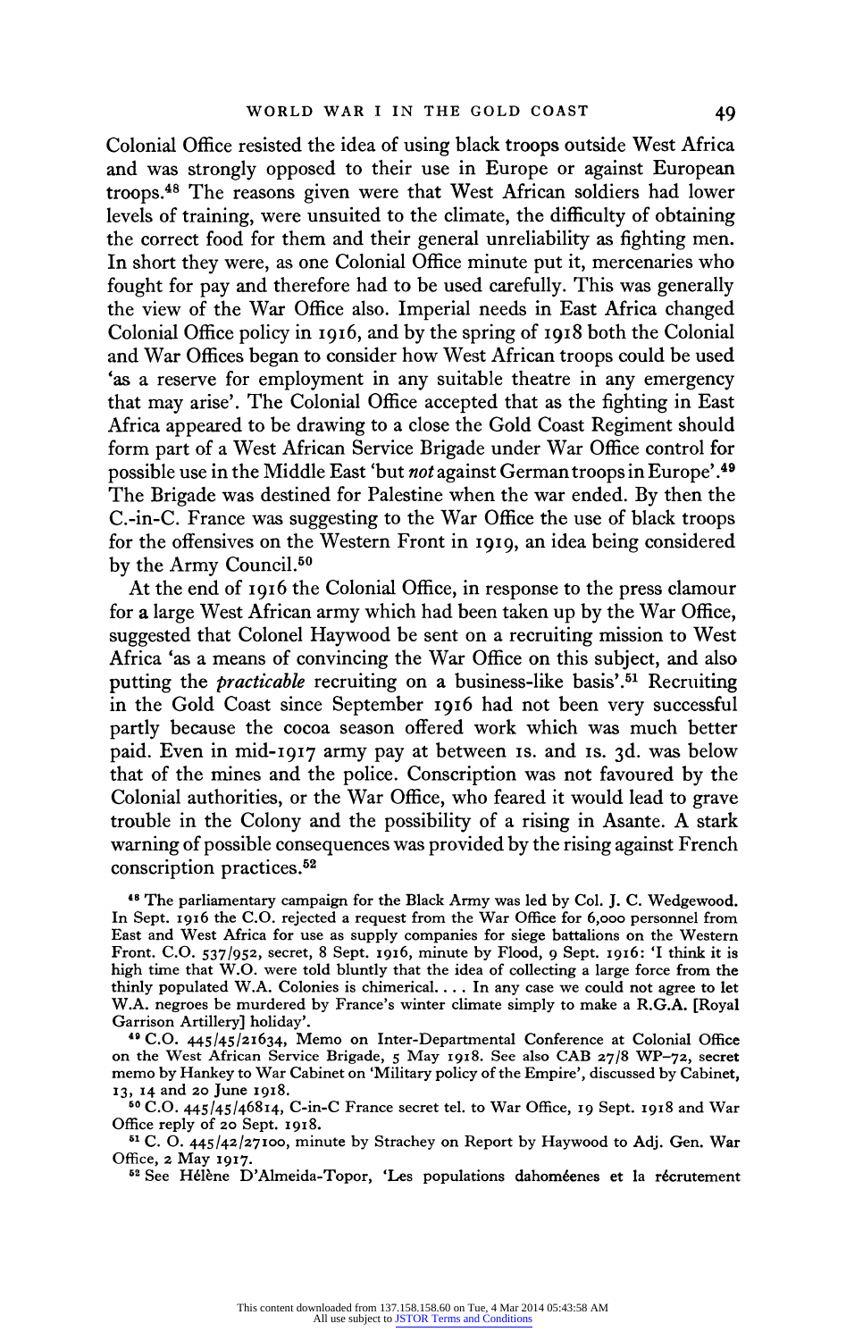Colonial Office resisted the idea of using black troops outside West Africa and was strongly opposed to their use in Europe or against European troops.[48] The reasons given were that West African soldiers had lower levels of training, were unsuited to the climate, the difficulty of obtaining the correct food for them and their general unreliability as fighting men. In short they were, as one Colonial Office minute put it, mercenaries who fought for pay and therefore had to be used carefully. This was generally the view of the War Office also. Imperial needs in East Africa changed Colonial Office policy in 1916, and by the spring of 1918 both the Colonial and War Offices began to consider how West African troops could be used 'as a reserve for employment in any suitable theatre in any emergency that may arise'. The Colonial Office accepted that as the fighting in East Africa appeared to be drawing to a close the Gold Coast Regiment should form part of a West African Service Brigade under War Office control for possible use in the Middle East 'but *not* against German troops in Europe'.[49] The Brigade was destined for Palestine when the war ended. By then the C.-in-C. France was suggesting to the War Office the use of black troops for the offensives on the Western Front in 1919, an idea being considered by the Army Council.[50]

At the end of 1916 the Colonial Office, in response to the press clamour for a large West African army which had been taken up by the War Office, suggested that Colonel Haywood be sent on a recruiting mission to West Africa 'as a means of convincing the War Office on this subject, and also putting the *practicable* recruiting on a business-like basis'.[51] Recruiting in the Gold Coast since September 1916 had not been very successful partly because the cocoa season offered work which was much better paid. Even in mid-1917 army pay at between 1s. and 1s. 3d. was below that of the mines and the police. Conscription was not favoured by the Colonial authorities, or the War Office, who feared it would lead to grave trouble in the Colony and the possibility of a rising in Asante. A stark warning of possible consequences was provided by the rising against French conscription practices.[52]

[48] The parliamentary campaign for the Black Army was led by Col. J. C. Wedgewood. In Sept. 1916 the C.O. rejected a request from the War Office for 6,000 personnel from East and West Africa for use as supply companies for siege battalions on the Western Front. C.O. 537/952, secret, 8 Sept. 1916, minute by Flood, 9 Sept. 1916: 'I think it is high time that W.O. were told bluntly that the idea of collecting a large force from the thinly populated W.A. Colonies is chimerical.... In any case we could not agree to let W.A. negroes be murdered by France's winter climate simply to make a R.G.A. [Royal Garrison Artillery] holiday'.

[49] C.O. 445/45/21634, Memo on Inter-Departmental Conference at Colonial Office on the West African Service Brigade, 5 May 1918. See also CAB 27/8 WP-72, secret memo by Hankey to War Cabinet on 'Military policy of the Empire', discussed by Cabinet, 13, 14 and 20 June 1918.

[50] C.O. 445/45/46814, C-in-C France secret tel. to War Office, 19 Sept. 1918 and War Office reply of 20 Sept. 1918.

[51] C. O. 445/42/27100, minute by Strachey on Report by Haywood to Adj. Gen. War Office, 2 May 1917.

[52] See Hélène D'Almeida-Topor, 'Les populations dahoméenes et la récrutement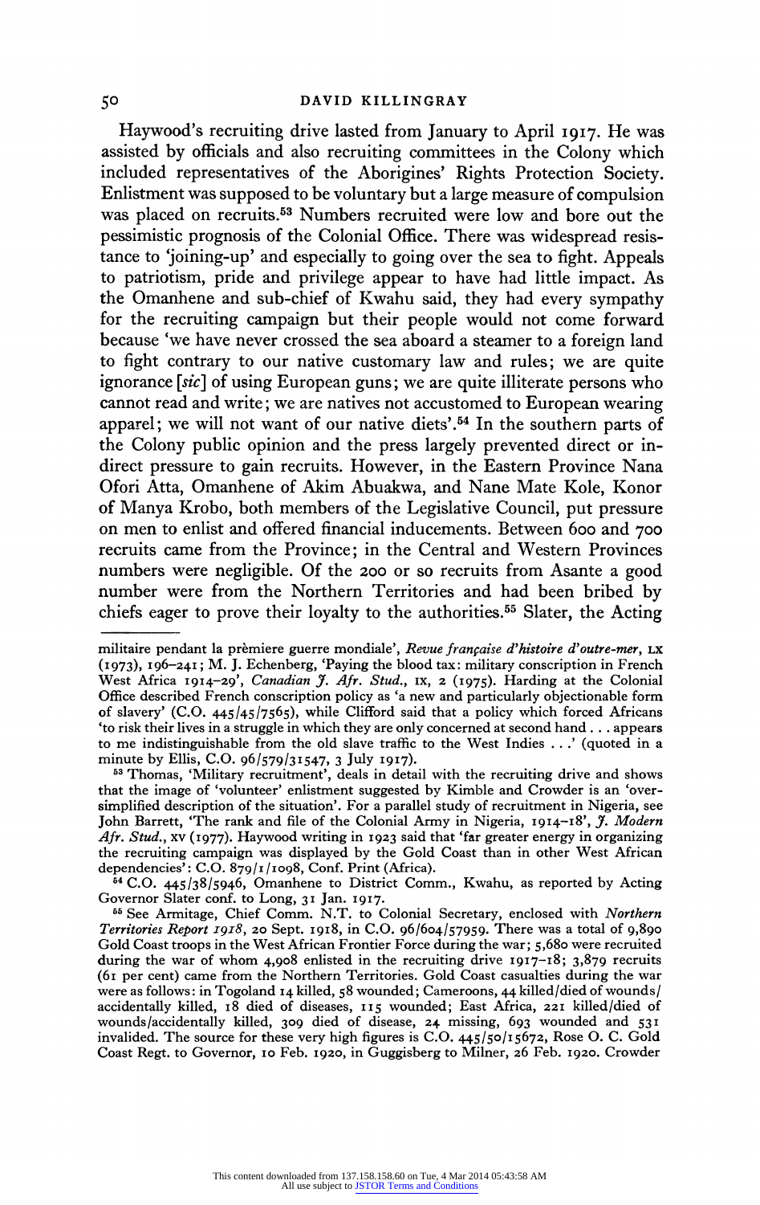Haywood's recruiting drive lasted from January to April 1917. He was assisted by officials and also recruiting committees in the Colony which included representatives of the Aborigines' Rights Protection Society. Enlistment was supposed to be voluntary but a large measure of compulsion was placed on recruits.[53] Numbers recruited were low and bore out the pessimistic prognosis of the Colonial Office. There was widespread resistance to 'joining-up' and especially to going over the sea to fight. Appeals to patriotism, pride and privilege appear to have had little impact. As the Omanhene and sub-chief of Kwahu said, they had every sympathy for the recruiting campaign but their people would not come forward because 'we have never crossed the sea aboard a steamer to a foreign land to fight contrary to our native customary law and rules; we are quite ignorance [*sic*] of using European guns; we are quite illiterate persons who cannot read and write; we are natives not accustomed to European wearing apparel; we will not want of our native diets'.[54] In the southern parts of the Colony public opinion and the press largely prevented direct or indirect pressure to gain recruits. However, in the Eastern Province Nana Ofori Atta, Omanhene of Akim Abuakwa, and Nane Mate Kole, Konor of Manya Krobo, both members of the Legislative Council, put pressure on men to enlist and offered financial inducements. Between 600 and 700 recruits came from the Province; in the Central and Western Provinces numbers were negligible. Of the 200 or so recruits from Asante a good number were from the Northern Territories and had been bribed by chiefs eager to prove their loyalty to the authorities.[55] Slater, the Acting

---

militaire pendant la prèmiere guerre mondiale', *Revue française d'histoire d'outre-mer*, LX (1973), 196–241; M. J. Echenberg, 'Paying the blood tax: military conscription in French West Africa 1914–29', *Canadian J. Afr. Stud.*, IX, 2 (1975). Harding at the Colonial Office described French conscription policy as 'a new and particularly objectionable form of slavery' (C.O. 445/45/7565), while Clifford said that a policy which forced Africans 'to risk their lives in a struggle in which they are only concerned at second hand . . . appears to me indistinguishable from the old slave traffic to the West Indies . . .' (quoted in a minute by Ellis, C.O. 96/579/31547, 3 July 1917).

[53] Thomas, 'Military recruitment', deals in detail with the recruiting drive and shows that the image of 'volunteer' enlistment suggested by Kimble and Crowder is an 'over-simplified description of the situation'. For a parallel study of recruitment in Nigeria, see John Barrett, 'The rank and file of the Colonial Army in Nigeria, 1914–18', *J. Modern Afr. Stud.*, XV (1977). Haywood writing in 1923 said that 'far greater energy in organizing the recruiting campaign was displayed by the Gold Coast than in other West African dependencies': C.O. 879/1/1098, Conf. Print (Africa).

[54] C.O. 445/38/5946, Omanhene to District Comm., Kwahu, as reported by Acting Governor Slater conf. to Long, 31 Jan. 1917.

[55] See Armitage, Chief Comm. N.T. to Colonial Secretary, enclosed with *Northern Territories Report 1918*, 20 Sept. 1918, in C.O. 96/604/57959. There was a total of 9,890 Gold Coast troops in the West African Frontier Force during the war; 5,680 were recruited during the war of whom 4,908 enlisted in the recruiting drive 1917–18; 3,879 recruits (61 per cent) came from the Northern Territories. Gold Coast casualties during the war were as follows: in Togoland 14 killed, 58 wounded; Cameroons, 44 killed/died of wounds/accidentally killed, 18 died of diseases, 115 wounded; East Africa, 221 killed/died of wounds/accidentally killed, 309 died of disease, 24 missing, 693 wounded and 531 invalided. The source for these very high figures is C.O. 445/50/15672, Rose O. C. Gold Coast Regt. to Governor, 10 Feb. 1920, in Guggisberg to Milner, 26 Feb. 1920. Crowder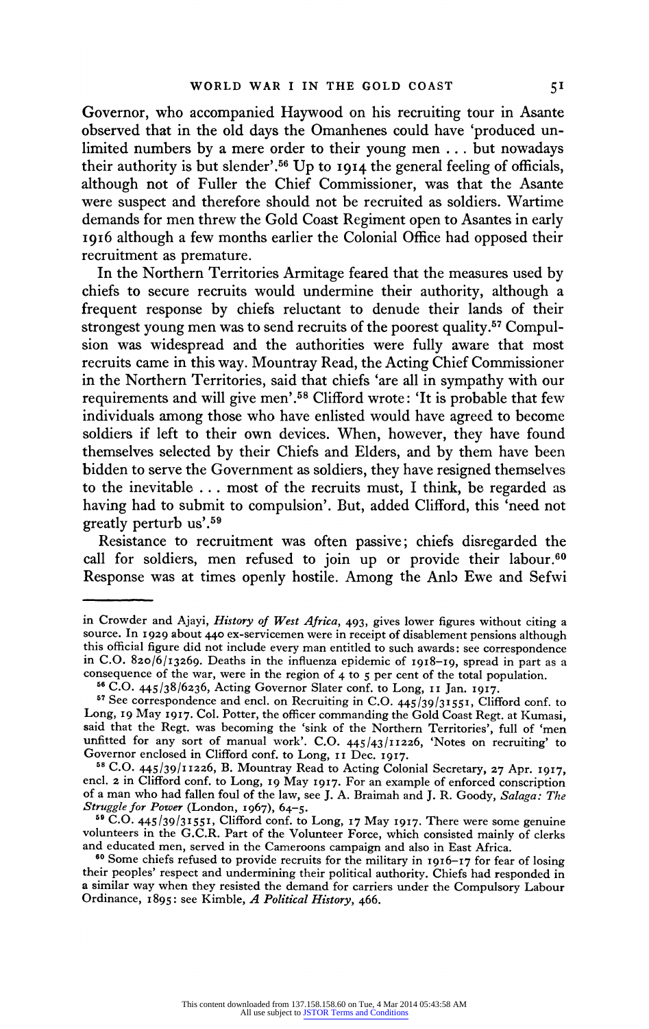Governor, who accompanied Haywood on his recruiting tour in Asante observed that in the old days the Omanhenes could have 'produced unlimited numbers by a mere order to their young men ... but nowadays their authority is but slender'.[56] Up to 1914 the general feeling of officials, although not of Fuller the Chief Commissioner, was that the Asante were suspect and therefore should not be recruited as soldiers. Wartime demands for men threw the Gold Coast Regiment open to Asantes in early 1916 although a few months earlier the Colonial Office had opposed their recruitment as premature.

In the Northern Territories Armitage feared that the measures used by chiefs to secure recruits would undermine their authority, although a frequent response by chiefs reluctant to denude their lands of their strongest young men was to send recruits of the poorest quality.[57] Compulsion was widespread and the authorities were fully aware that most recruits came in this way. Mountray Read, the Acting Chief Commissioner in the Northern Territories, said that chiefs 'are all in sympathy with our requirements and will give men'.[58] Clifford wrote: 'It is probable that few individuals among those who have enlisted would have agreed to become soldiers if left to their own devices. When, however, they have found themselves selected by their Chiefs and Elders, and by them have been bidden to serve the Government as soldiers, they have resigned themselves to the inevitable ... most of the recruits must, I think, be regarded as having had to submit to compulsion'. But, added Clifford, this 'need not greatly perturb us'.[59]

Resistance to recruitment was often passive; chiefs disregarded the call for soldiers, men refused to join up or provide their labour.[60] Response was at times openly hostile. Among the Anlɔ Ewe and Sefwi

---

in Crowder and Ajayi, *History of West Africa*, 493, gives lower figures without citing a source. In 1929 about 440 ex-servicemen were in receipt of disablement pensions although this official figure did not include every man entitled to such awards: see correspondence in C.O. 820/6/13269. Deaths in the influenza epidemic of 1918–19, spread in part as a consequence of the war, were in the region of 4 to 5 per cent of the total population.

[56] C.O. 445/38/6236, Acting Governor Slater conf. to Long, 11 Jan. 1917.

[57] See correspondence and encl. on Recruiting in C.O. 445/39/31551, Clifford conf. to Long, 19 May 1917. Col. Potter, the officer commanding the Gold Coast Regt. at Kumasi, said that the Regt. was becoming the 'sink of the Northern Territories', full of 'men unfitted for any sort of manual work'. C.O. 445/43/11226, 'Notes on recruiting' to Governor enclosed in Clifford conf. to Long, 11 Dec. 1917.

[58] C.O. 445/39/11226, B. Mountray Read to Acting Colonial Secretary, 27 Apr. 1917, encl. 2 in Clifford conf. to Long, 19 May 1917. For an example of enforced conscription of a man who had fallen foul of the law, see J. A. Braimah and J. R. Goody, *Salaga: The Struggle for Power* (London, 1967), 64–5.

[59] C.O. 445/39/31551, Clifford conf. to Long, 17 May 1917. There were some genuine volunteers in the G.C.R. Part of the Volunteer Force, which consisted mainly of clerks and educated men, served in the Cameroons campaign and also in East Africa.

[60] Some chiefs refused to provide recruits for the military in 1916–17 for fear of losing their peoples' respect and undermining their political authority. Chiefs had responded in a similar way when they resisted the demand for carriers under the Compulsory Labour Ordinance, 1895: see Kimble, *A Political History*, 466.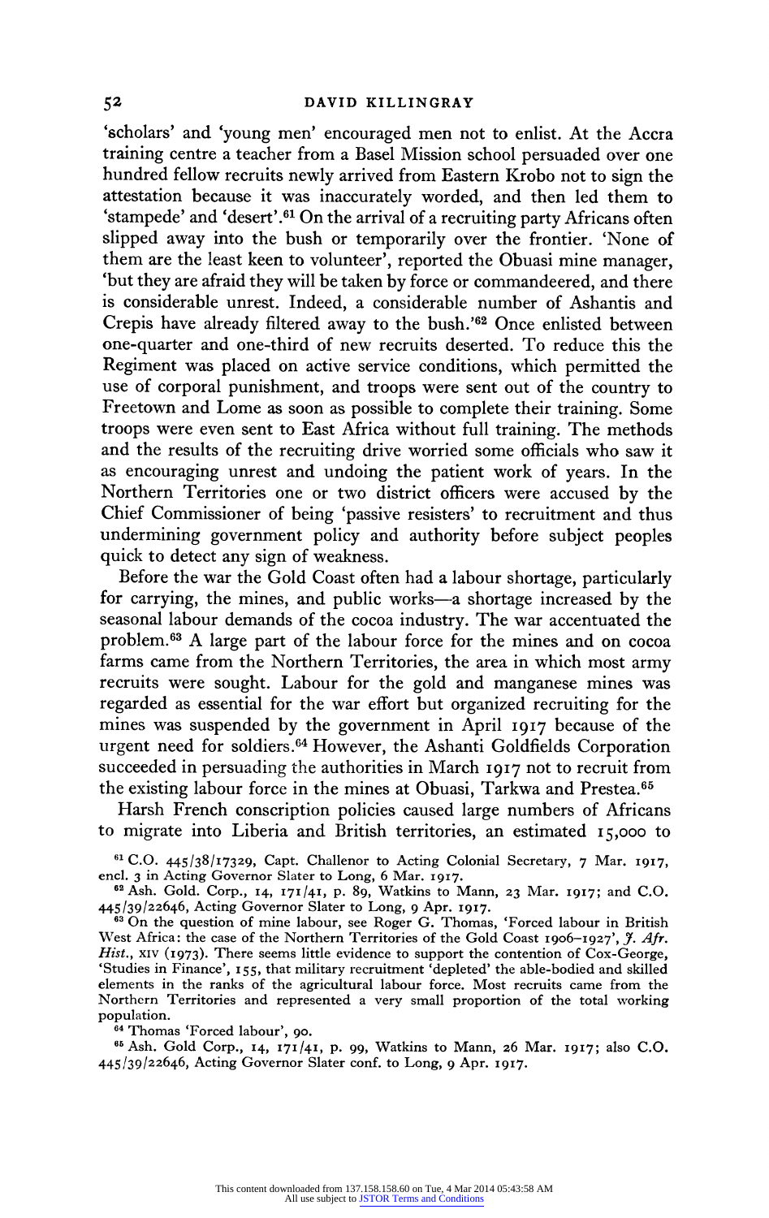'scholars' and 'young men' encouraged men not to enlist. At the Accra training centre a teacher from a Basel Mission school persuaded over one hundred fellow recruits newly arrived from Eastern Krobo not to sign the attestation because it was inaccurately worded, and then led them to 'stampede' and 'desert'.[61] On the arrival of a recruiting party Africans often slipped away into the bush or temporarily over the frontier. 'None of them are the least keen to volunteer', reported the Obuasi mine manager, 'but they are afraid they will be taken by force or commandeered, and there is considerable unrest. Indeed, a considerable number of Ashantis and Crepis have already filtered away to the bush.'[62] Once enlisted between one-quarter and one-third of new recruits deserted. To reduce this the Regiment was placed on active service conditions, which permitted the use of corporal punishment, and troops were sent out of the country to Freetown and Lome as soon as possible to complete their training. Some troops were even sent to East Africa without full training. The methods and the results of the recruiting drive worried some officials who saw it as encouraging unrest and undoing the patient work of years. In the Northern Territories one or two district officers were accused by the Chief Commissioner of being 'passive resisters' to recruitment and thus undermining government policy and authority before subject peoples quick to detect any sign of weakness.

Before the war the Gold Coast often had a labour shortage, particularly for carrying, the mines, and public works—a shortage increased by the seasonal labour demands of the cocoa industry. The war accentuated the problem.[63] A large part of the labour force for the mines and on cocoa farms came from the Northern Territories, the area in which most army recruits were sought. Labour for the gold and manganese mines was regarded as essential for the war effort but organized recruiting for the mines was suspended by the government in April 1917 because of the urgent need for soldiers.[64] However, the Ashanti Goldfields Corporation succeeded in persuading the authorities in March 1917 not to recruit from the existing labour force in the mines at Obuasi, Tarkwa and Prestea.[65]

Harsh French conscription policies caused large numbers of Africans to migrate into Liberia and British territories, an estimated 15,000 to

[61] C.O. 445/38/17329, Capt. Challenor to Acting Colonial Secretary, 7 Mar. 1917, encl. 3 in Acting Governor Slater to Long, 6 Mar. 1917.

[62] Ash. Gold. Corp., 14, 171/41, p. 89, Watkins to Mann, 23 Mar. 1917; and C.O. 445/39/22646, Acting Governor Slater to Long, 9 Apr. 1917.

[63] On the question of mine labour, see Roger G. Thomas, 'Forced labour in British West Africa: the case of the Northern Territories of the Gold Coast 1906–1927', *J. Afr. Hist.*, XIV (1973). There seems little evidence to support the contention of Cox-George, 'Studies in Finance', 155, that military recruitment 'depleted' the able-bodied and skilled elements in the ranks of the agricultural labour force. Most recruits came from the Northern Territories and represented a very small proportion of the total working population.

[64] Thomas 'Forced labour', 90.

[65] Ash. Gold Corp., 14, 171/41, p. 99, Watkins to Mann, 26 Mar. 1917; also C.O. 445/39/22646, Acting Governor Slater conf. to Long, 9 Apr. 1917.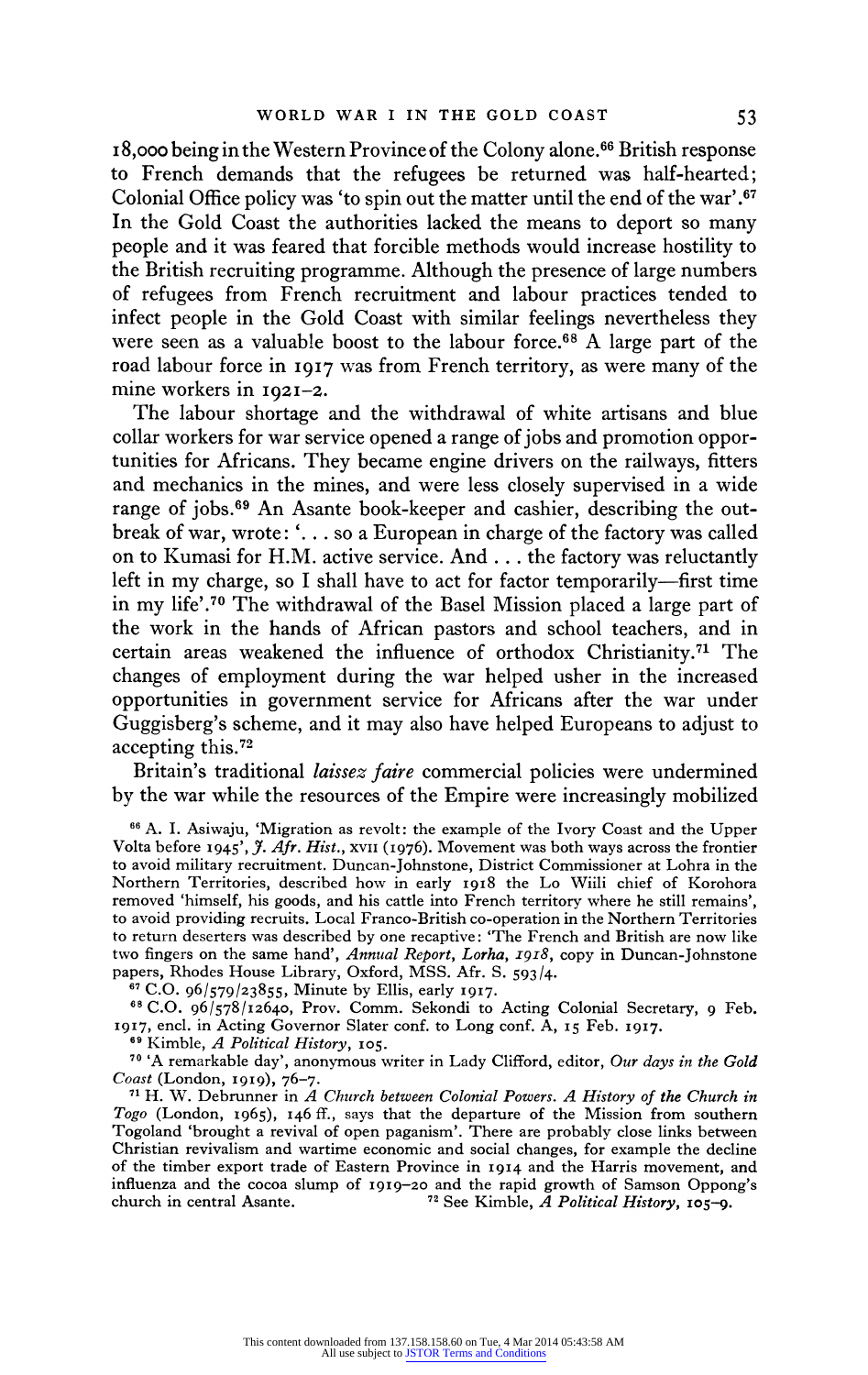18,000 being in the Western Province of the Colony alone.[66] British response to French demands that the refugees be returned was half-hearted; Colonial Office policy was 'to spin out the matter until the end of the war'.[67] In the Gold Coast the authorities lacked the means to deport so many people and it was feared that forcible methods would increase hostility to the British recruiting programme. Although the presence of large numbers of refugees from French recruitment and labour practices tended to infect people in the Gold Coast with similar feelings nevertheless they were seen as a valuable boost to the labour force.[68] A large part of the road labour force in 1917 was from French territory, as were many of the mine workers in 1921–2.

The labour shortage and the withdrawal of white artisans and blue collar workers for war service opened a range of jobs and promotion opportunities for Africans. They became engine drivers on the railways, fitters and mechanics in the mines, and were less closely supervised in a wide range of jobs.[69] An Asante book-keeper and cashier, describing the outbreak of war, wrote: '... so a European in charge of the factory was called on to Kumasi for H.M. active service. And ... the factory was reluctantly left in my charge, so I shall have to act for factor temporarily—first time in my life'.[70] The withdrawal of the Basel Mission placed a large part of the work in the hands of African pastors and school teachers, and in certain areas weakened the influence of orthodox Christianity.[71] The changes of employment during the war helped usher in the increased opportunities in government service for Africans after the war under Guggisberg's scheme, and it may also have helped Europeans to adjust to accepting this.[72]

Britain's traditional *laissez faire* commercial policies were undermined by the war while the resources of the Empire were increasingly mobilized

[66] A. I. Asiwaju, 'Migration as revolt: the example of the Ivory Coast and the Upper Volta before 1945', *J. Afr. Hist.*, XVII (1976). Movement was both ways across the frontier to avoid military recruitment. Duncan-Johnstone, District Commissioner at Lohra in the Northern Territories, described how in early 1918 the Lo Wiili chief of Korohora removed 'himself, his goods, and his cattle into French territory where he still remains', to avoid providing recruits. Local Franco-British co-operation in the Northern Territories to return deserters was described by one recaptive: 'The French and British are now like two fingers on the same hand', *Annual Report, Lorha, 1918*, copy in Duncan-Johnstone papers, Rhodes House Library, Oxford, MSS. Afr. S. 593/4.

[67] C.O. 96/579/23855, Minute by Ellis, early 1917.

[68] C.O. 96/578/12640, Prov. Comm. Sekondi to Acting Colonial Secretary, 9 Feb. 1917, encl. in Acting Governor Slater conf. to Long conf. A, 15 Feb. 1917.

[69] Kimble, *A Political History*, 105.

[70] 'A remarkable day', anonymous writer in Lady Clifford, editor, *Our days in the Gold Coast* (London, 1919), 76–7.

[71] H. W. Debrunner in *A Church between Colonial Powers. A History of the Church in Togo* (London, 1965), 146 ff., says that the departure of the Mission from southern Togoland 'brought a revival of open paganism'. There are probably close links between Christian revivalism and wartime economic and social changes, for example the decline of the timber export trade of Eastern Province in 1914 and the Harris movement, and influenza and the cocoa slump of 1919–20 and the rapid growth of Samson Oppong's church in central Asante.

[72] See Kimble, *A Political History*, 105–9.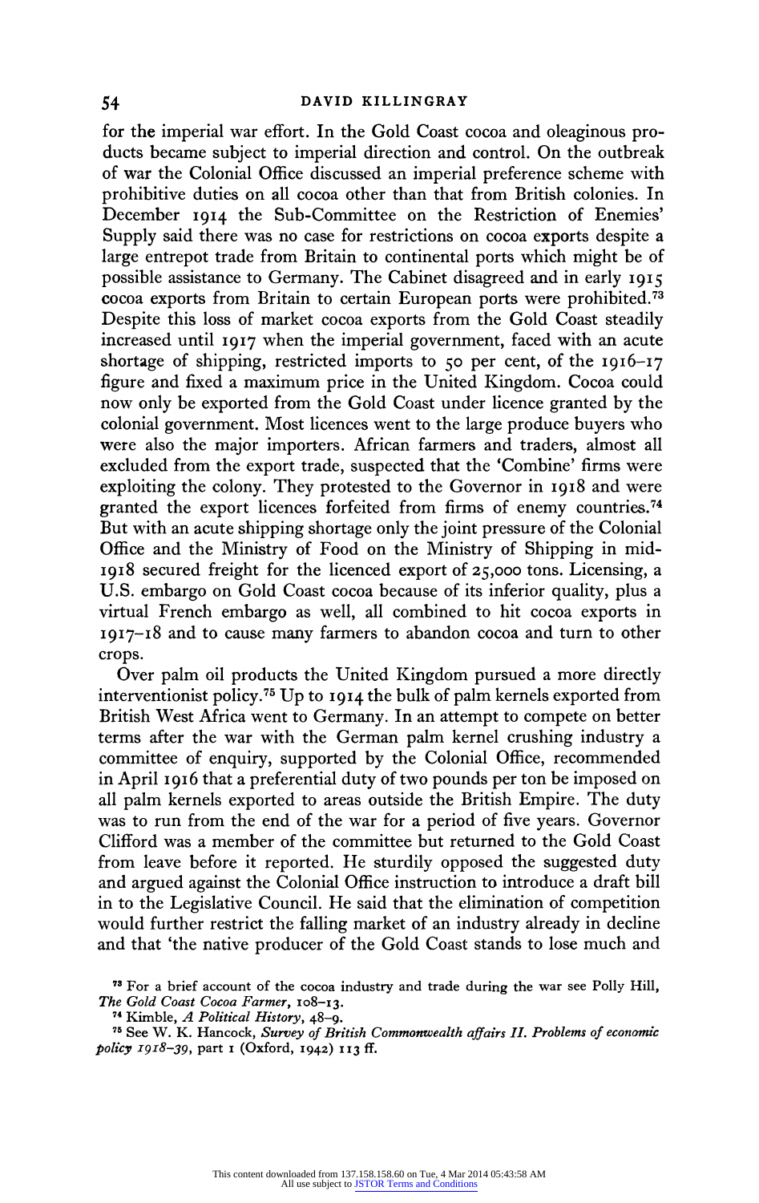for the imperial war effort. In the Gold Coast cocoa and oleaginous products became subject to imperial direction and control. On the outbreak of war the Colonial Office discussed an imperial preference scheme with prohibitive duties on all cocoa other than that from British colonies. In December 1914 the Sub-Committee on the Restriction of Enemies' Supply said there was no case for restrictions on cocoa exports despite a large entrepot trade from Britain to continental ports which might be of possible assistance to Germany. The Cabinet disagreed and in early 1915 cocoa exports from Britain to certain European ports were prohibited.[73] Despite this loss of market cocoa exports from the Gold Coast steadily increased until 1917 when the imperial government, faced with an acute shortage of shipping, restricted imports to 50 per cent, of the 1916–17 figure and fixed a maximum price in the United Kingdom. Cocoa could now only be exported from the Gold Coast under licence granted by the colonial government. Most licences went to the large produce buyers who were also the major importers. African farmers and traders, almost all excluded from the export trade, suspected that the 'Combine' firms were exploiting the colony. They protested to the Governor in 1918 and were granted the export licences forfeited from firms of enemy countries.[74] But with an acute shipping shortage only the joint pressure of the Colonial Office and the Ministry of Food on the Ministry of Shipping in mid-1918 secured freight for the licenced export of 25,000 tons. Licensing, a U.S. embargo on Gold Coast cocoa because of its inferior quality, plus a virtual French embargo as well, all combined to hit cocoa exports in 1917–18 and to cause many farmers to abandon cocoa and turn to other crops.

Over palm oil products the United Kingdom pursued a more directly interventionist policy.[75] Up to 1914 the bulk of palm kernels exported from British West Africa went to Germany. In an attempt to compete on better terms after the war with the German palm kernel crushing industry a committee of enquiry, supported by the Colonial Office, recommended in April 1916 that a preferential duty of two pounds per ton be imposed on all palm kernels exported to areas outside the British Empire. The duty was to run from the end of the war for a period of five years. Governor Clifford was a member of the committee but returned to the Gold Coast from leave before it reported. He sturdily opposed the suggested duty and argued against the Colonial Office instruction to introduce a draft bill in to the Legislative Council. He said that the elimination of competition would further restrict the falling market of an industry already in decline and that 'the native producer of the Gold Coast stands to lose much and

[73] For a brief account of the cocoa industry and trade during the war see Polly Hill, *The Gold Coast Cocoa Farmer*, 108–13.

[74] Kimble, *A Political History*, 48–9.

[75] See W. K. Hancock, *Survey of British Commonwealth affairs II. Problems of economic policy 1918–39*, part 1 (Oxford, 1942) 113 ff.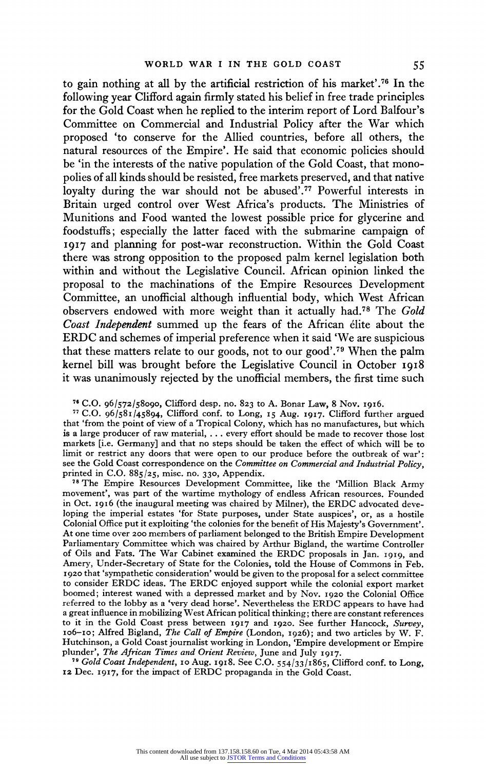to gain nothing at all by the artificial restriction of his market'.[76] In the following year Clifford again firmly stated his belief in free trade principles for the Gold Coast when he replied to the interim report of Lord Balfour's Committee on Commercial and Industrial Policy after the War which proposed 'to conserve for the Allied countries, before all others, the natural resources of the Empire'. He said that economic policies should be 'in the interests of the native population of the Gold Coast, that monopolies of all kinds should be resisted, free markets preserved, and that native loyalty during the war should not be abused'.[77] Powerful interests in Britain urged control over West Africa's products. The Ministries of Munitions and Food wanted the lowest possible price for glycerine and foodstuffs; especially the latter faced with the submarine campaign of 1917 and planning for post-war reconstruction. Within the Gold Coast there was strong opposition to the proposed palm kernel legislation both within and without the Legislative Council. African opinion linked the proposal to the machinations of the Empire Resources Development Committee, an unofficial although influential body, which West African observers endowed with more weight than it actually had.[78] The *Gold Coast Independent* summed up the fears of the African élite about the ERDC and schemes of imperial preference when it said 'We are suspicious that these matters relate to our goods, not to our good'.[79] When the palm kernel bill was brought before the Legislative Council in October 1918 it was unanimously rejected by the unofficial members, the first time such

[76] C.O. 96/572/58090, Clifford desp. no. 823 to A. Bonar Law, 8 Nov. 1916.

[77] C.O. 96/581/45894, Clifford conf. to Long, 15 Aug. 1917. Clifford further argued that 'from the point of view of a Tropical Colony, which has no manufactures, but which is a large producer of raw material, . . . every effort should be made to recover those lost markets [i.e. Germany] and that no steps should be taken the effect of which will be to limit or restrict any doors that were open to our produce before the outbreak of war': see the Gold Coast correspondence on the *Committee on Commercial and Industrial Policy*, printed in C.O. 885/25, misc. no. 330, Appendix.

[78] The Empire Resources Development Committee, like the 'Million Black Army movement', was part of the wartime mythology of endless African resources. Founded in Oct. 1916 (the inaugural meeting was chaired by Milner), the ERDC advocated developing the imperial estates 'for State purposes, under State auspices', or, as a hostile Colonial Office put it exploiting 'the colonies for the benefit of His Majesty's Government'. At one time over 200 members of parliament belonged to the British Empire Development Parliamentary Committee which was chaired by Arthur Bigland, the wartime Controller of Oils and Fats. The War Cabinet examined the ERDC proposals in Jan. 1919, and Amery, Under-Secretary of State for the Colonies, told the House of Commons in Feb. 1920 that 'sympathetic consideration' would be given to the proposal for a select committee to consider ERDC ideas. The ERDC enjoyed support while the colonial export market boomed; interest waned with a depressed market and by Nov. 1920 the Colonial Office referred to the lobby as a 'very dead horse'. Nevertheless the ERDC appears to have had a great influence in mobilizing West African political thinking; there are constant references to it in the Gold Coast press between 1917 and 1920. See further Hancock, *Survey*, 106–10; Alfred Bigland, *The Call of Empire* (London, 1926); and two articles by W. F. Hutchinson, a Gold Coast journalist working in London, 'Empire development or Empire plunder', *The African Times and Orient Review*, June and July 1917.

[79] *Gold Coast Independent*, 10 Aug. 1918. See C.O. 554/33/1865, Clifford conf. to Long, 12 Dec. 1917, for the impact of ERDC propaganda in the Gold Coast.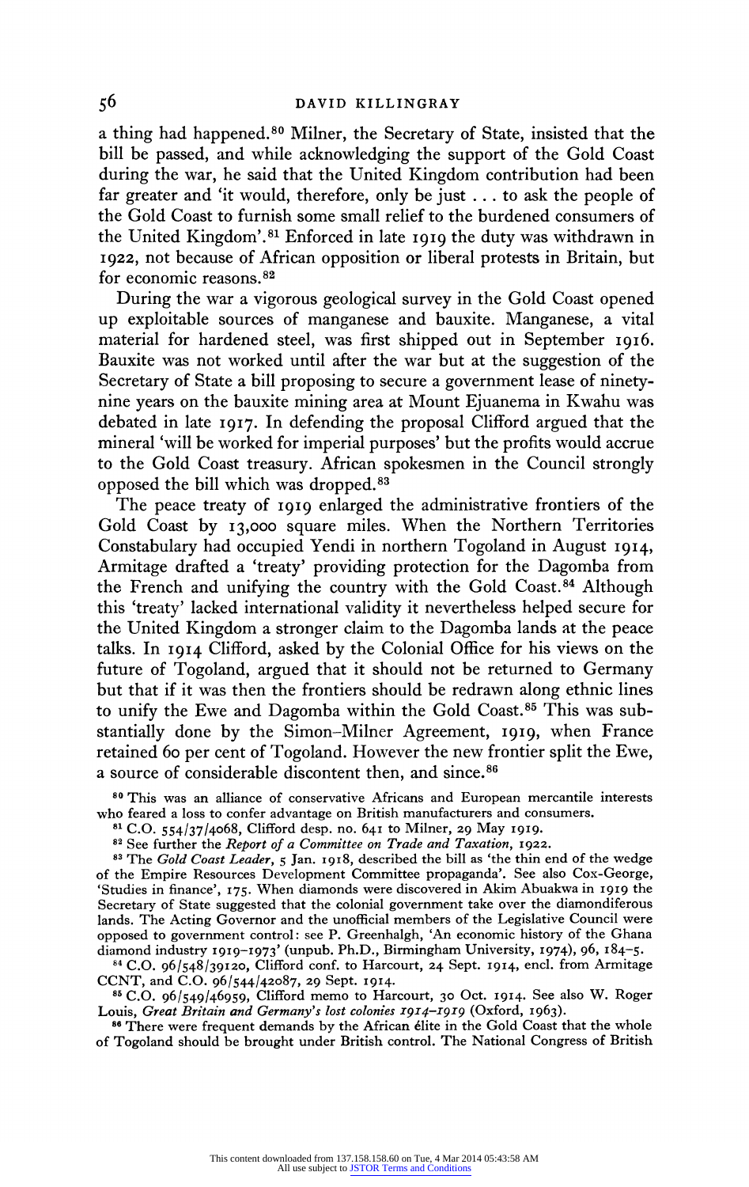a thing had happened.[80] Milner, the Secretary of State, insisted that the bill be passed, and while acknowledging the support of the Gold Coast during the war, he said that the United Kingdom contribution had been far greater and 'it would, therefore, only be just ... to ask the people of the Gold Coast to furnish some small relief to the burdened consumers of the United Kingdom'.[81] Enforced in late 1919 the duty was withdrawn in 1922, not because of African opposition or liberal protests in Britain, but for economic reasons.[82]

During the war a vigorous geological survey in the Gold Coast opened up exploitable sources of manganese and bauxite. Manganese, a vital material for hardened steel, was first shipped out in September 1916. Bauxite was not worked until after the war but at the suggestion of the Secretary of State a bill proposing to secure a government lease of ninety-nine years on the bauxite mining area at Mount Ejuanema in Kwahu was debated in late 1917. In defending the proposal Clifford argued that the mineral 'will be worked for imperial purposes' but the profits would accrue to the Gold Coast treasury. African spokesmen in the Council strongly opposed the bill which was dropped.[83]

The peace treaty of 1919 enlarged the administrative frontiers of the Gold Coast by 13,000 square miles. When the Northern Territories Constabulary had occupied Yendi in northern Togoland in August 1914, Armitage drafted a 'treaty' providing protection for the Dagomba from the French and unifying the country with the Gold Coast.[84] Although this 'treaty' lacked international validity it nevertheless helped secure for the United Kingdom a stronger claim to the Dagomba lands at the peace talks. In 1914 Clifford, asked by the Colonial Office for his views on the future of Togoland, argued that it should not be returned to Germany but that if it was then the frontiers should be redrawn along ethnic lines to unify the Ewe and Dagomba within the Gold Coast.[85] This was substantially done by the Simon–Milner Agreement, 1919, when France retained 60 per cent of Togoland. However the new frontier split the Ewe, a source of considerable discontent then, and since.[86]

[80] This was an alliance of conservative Africans and European mercantile interests who feared a loss to confer advantage on British manufacturers and consumers.

[81] C.O. 554/37/4068, Clifford desp. no. 641 to Milner, 29 May 1919.

[82] See further the *Report of a Committee on Trade and Taxation*, 1922.

[83] The *Gold Coast Leader*, 5 Jan. 1918, described the bill as 'the thin end of the wedge of the Empire Resources Development Committee propaganda'. See also Cox-George, 'Studies in finance', 175. When diamonds were discovered in Akim Abuakwa in 1919 the Secretary of State suggested that the colonial government take over the diamondiferous lands. The Acting Governor and the unofficial members of the Legislative Council were opposed to government control: see P. Greenhalgh, 'An economic history of the Ghana diamond industry 1919–1973' (unpub. Ph.D., Birmingham University, 1974), 96, 184–5.

[84] C.O. 96/548/39120, Clifford conf. to Harcourt, 24 Sept. 1914, encl. from Armitage CCNT, and C.O. 96/544/42087, 29 Sept. 1914.

[85] C.O. 96/549/46959, Clifford memo to Harcourt, 30 Oct. 1914. See also W. Roger Louis, *Great Britain and Germany's lost colonies 1914–1919* (Oxford, 1963).

[86] There were frequent demands by the African élite in the Gold Coast that the whole of Togoland should be brought under British control. The National Congress of British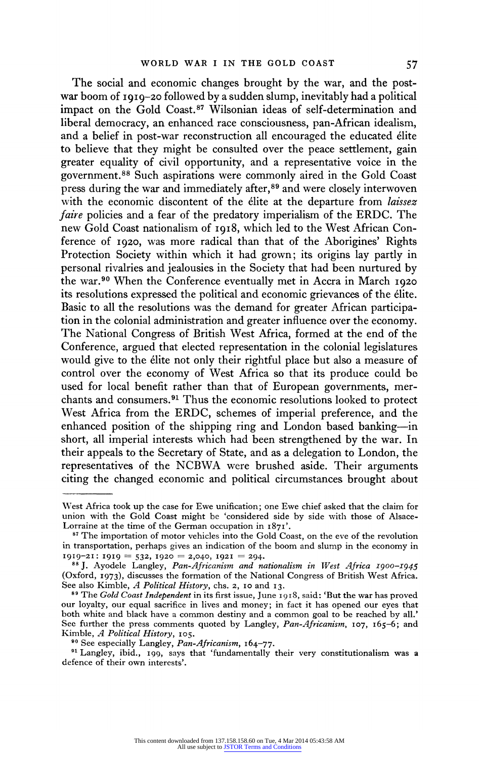The social and economic changes brought by the war, and the post-war boom of 1919–20 followed by a sudden slump, inevitably had a political impact on the Gold Coast.[87] Wilsonian ideas of self-determination and liberal democracy, an enhanced race consciousness, pan-African idealism, and a belief in post-war reconstruction all encouraged the educated élite to believe that they might be consulted over the peace settlement, gain greater equality of civil opportunity, and a representative voice in the government.[88] Such aspirations were commonly aired in the Gold Coast press during the war and immediately after,[89] and were closely interwoven with the economic discontent of the élite at the departure from *laissez faire* policies and a fear of the predatory imperialism of the ERDC. The new Gold Coast nationalism of 1918, which led to the West African Conference of 1920, was more radical than that of the Aborigines' Rights Protection Society within which it had grown; its origins lay partly in personal rivalries and jealousies in the Society that had been nurtured by the war.[90] When the Conference eventually met in Accra in March 1920 its resolutions expressed the political and economic grievances of the élite. Basic to all the resolutions was the demand for greater African participation in the colonial administration and greater influence over the economy. The National Congress of British West Africa, formed at the end of the Conference, argued that elected representation in the colonial legislatures would give to the élite not only their rightful place but also a measure of control over the economy of West Africa so that its produce could be used for local benefit rather than that of European governments, merchants and consumers.[91] Thus the economic resolutions looked to protect West Africa from the ERDC, schemes of imperial preference, and the enhanced position of the shipping ring and London based banking—in short, all imperial interests which had been strengthened by the war. In their appeals to the Secretary of State, and as a delegation to London, the representatives of the NCBWA were brushed aside. Their arguments citing the changed economic and political circumstances brought about

---

West Africa took up the case for Ewe unification; one Ewe chief asked that the claim for union with the Gold Coast might be 'considered side by side with those of Alsace-Lorraine at the time of the German occupation in 1871'.

[87] The importation of motor vehicles into the Gold Coast, on the eve of the revolution in transportation, perhaps gives an indication of the boom and slump in the economy in 1919–21: 1919 = 532, 1920 = 2,040, 1921 = 294.

[88] J. Ayodele Langley, *Pan-Africanism and nationalism in West Africa 1900–1945* (Oxford, 1973), discusses the formation of the National Congress of British West Africa. See also Kimble, *A Political History*, chs. 2, 10 and 13.

[89] The *Gold Coast Independent* in its first issue, June 1918, said: 'But the war has proved our loyalty, our equal sacrifice in lives and money; in fact it has opened our eyes that both white and black have a common destiny and a common goal to be reached by all.' See further the press comments quoted by Langley, *Pan-Africanism*, 107, 165–6; and Kimble, *A Political History*, 105.

[90] See especially Langley, *Pan-Africanism*, 164–77.

[91] Langley, ibid., 199, says that 'fundamentally their very constitutionalism was a defence of their own interests'.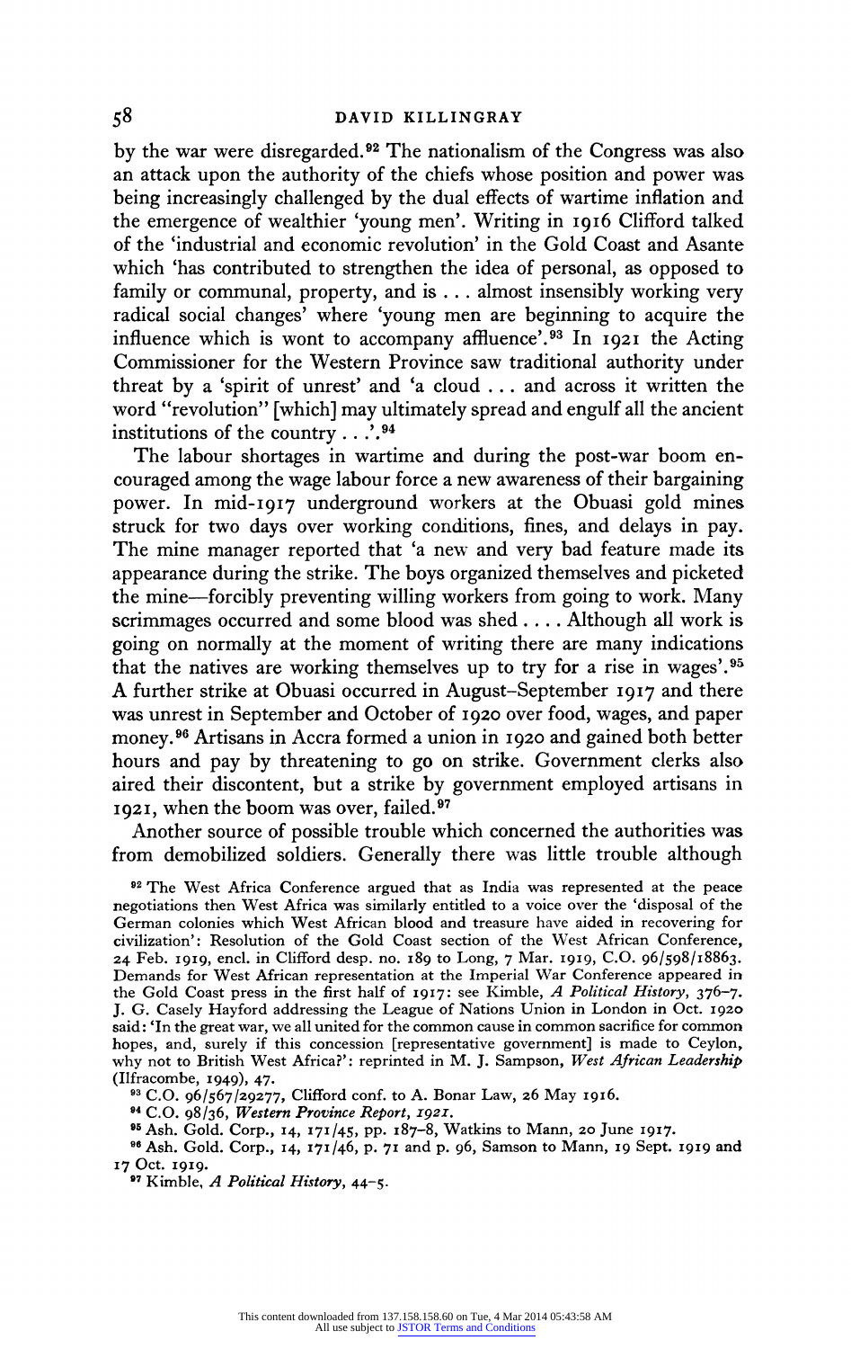by the war were disregarded.[92] The nationalism of the Congress was also an attack upon the authority of the chiefs whose position and power was being increasingly challenged by the dual effects of wartime inflation and the emergence of wealthier 'young men'. Writing in 1916 Clifford talked of the 'industrial and economic revolution' in the Gold Coast and Asante which 'has contributed to strengthen the idea of personal, as opposed to family or communal, property, and is . . . almost insensibly working very radical social changes' where 'young men are beginning to acquire the influence which is wont to accompany affluence'.[93] In 1921 the Acting Commissioner for the Western Province saw traditional authority under threat by a 'spirit of unrest' and 'a cloud . . . and across it written the word "revolution" [which] may ultimately spread and engulf all the ancient institutions of the country . . .'.[94]

The labour shortages in wartime and during the post-war boom encouraged among the wage labour force a new awareness of their bargaining power. In mid-1917 underground workers at the Obuasi gold mines struck for two days over working conditions, fines, and delays in pay. The mine manager reported that 'a new and very bad feature made its appearance during the strike. The boys organized themselves and picketed the mine—forcibly preventing willing workers from going to work. Many scrimmages occurred and some blood was shed . . . . Although all work is going on normally at the moment of writing there are many indications that the natives are working themselves up to try for a rise in wages'.[95] A further strike at Obuasi occurred in August–September 1917 and there was unrest in September and October of 1920 over food, wages, and paper money.[96] Artisans in Accra formed a union in 1920 and gained both better hours and pay by threatening to go on strike. Government clerks also aired their discontent, but a strike by government employed artisans in 1921, when the boom was over, failed.[97]

Another source of possible trouble which concerned the authorities was from demobilized soldiers. Generally there was little trouble although

[92] The West Africa Conference argued that as India was represented at the peace negotiations then West Africa was similarly entitled to a voice over the 'disposal of the German colonies which West African blood and treasure have aided in recovering for civilization': Resolution of the Gold Coast section of the West African Conference, 24 Feb. 1919, encl. in Clifford desp. no. 189 to Long, 7 Mar. 1919, C.O. 96/598/18863. Demands for West African representation at the Imperial War Conference appeared in the Gold Coast press in the first half of 1917: see Kimble, *A Political History*, 376–7. J. G. Casely Hayford addressing the League of Nations Union in London in Oct. 1920 said: 'In the great war, we all united for the common cause in common sacrifice for common hopes, and, surely if this concession [representative government] is made to Ceylon, why not to British West Africa?': reprinted in M. J. Sampson, *West African Leadership* (Ilfracombe, 1949), 47.

[93] C.O. 96/567/29277, Clifford conf. to A. Bonar Law, 26 May 1916.

[94] C.O. 98/36, *Western Province Report, 1921*.

[95] Ash. Gold. Corp., 14, 171/45, pp. 187–8, Watkins to Mann, 20 June 1917.

[96] Ash. Gold. Corp., 14, 171/46, p. 71 and p. 96, Samson to Mann, 19 Sept. 1919 and 17 Oct. 1919.

[97] Kimble, *A Political History*, 44–5.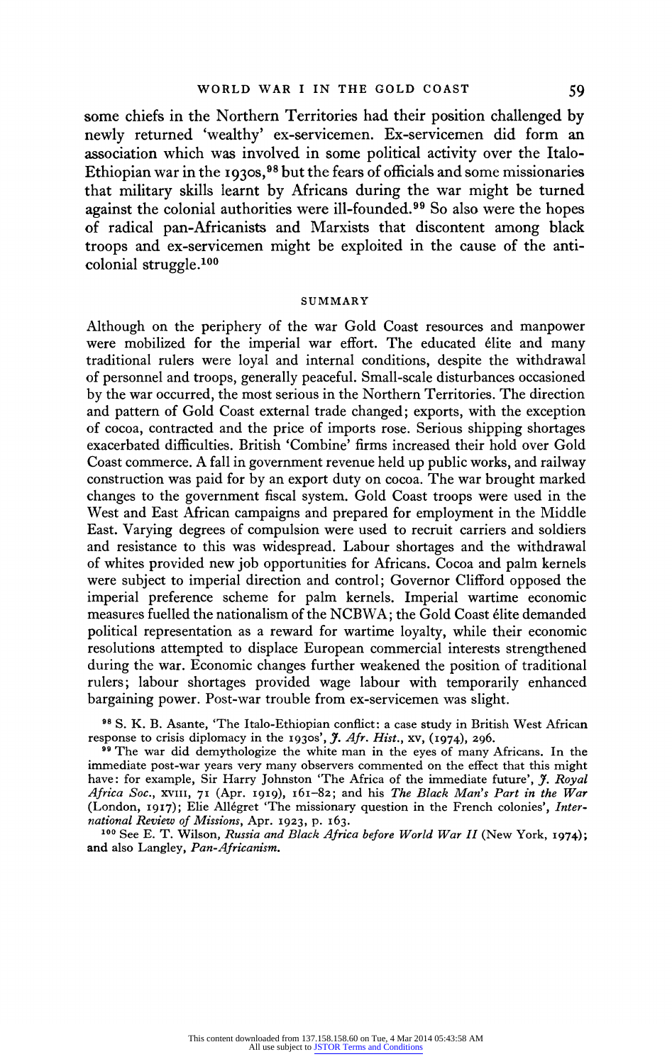some chiefs in the Northern Territories had their position challenged by newly returned 'wealthy' ex-servicemen. Ex-servicemen did form an association which was involved in some political activity over the Italo-Ethiopian war in the 1930s,[98] but the fears of officials and some missionaries that military skills learnt by Africans during the war might be turned against the colonial authorities were ill-founded.[99] So also were the hopes of radical pan-Africanists and Marxists that discontent among black troops and ex-servicemen might be exploited in the cause of the anti-colonial struggle.[100]

## SUMMARY

Although on the periphery of the war Gold Coast resources and manpower were mobilized for the imperial war effort. The educated élite and many traditional rulers were loyal and internal conditions, despite the withdrawal of personnel and troops, generally peaceful. Small-scale disturbances occasioned by the war occurred, the most serious in the Northern Territories. The direction and pattern of Gold Coast external trade changed; exports, with the exception of cocoa, contracted and the price of imports rose. Serious shipping shortages exacerbated difficulties. British 'Combine' firms increased their hold over Gold Coast commerce. A fall in government revenue held up public works, and railway construction was paid for by an export duty on cocoa. The war brought marked changes to the government fiscal system. Gold Coast troops were used in the West and East African campaigns and prepared for employment in the Middle East. Varying degrees of compulsion were used to recruit carriers and soldiers and resistance to this was widespread. Labour shortages and the withdrawal of whites provided new job opportunities for Africans. Cocoa and palm kernels were subject to imperial direction and control; Governor Clifford opposed the imperial preference scheme for palm kernels. Imperial wartime economic measures fuelled the nationalism of the NCBWA; the Gold Coast élite demanded political representation as a reward for wartime loyalty, while their economic resolutions attempted to displace European commercial interests strengthened during the war. Economic changes further weakened the position of traditional rulers; labour shortages provided wage labour with temporarily enhanced bargaining power. Post-war trouble from ex-servicemen was slight.

[98] S. K. B. Asante, 'The Italo-Ethiopian conflict: a case study in British West African response to crisis diplomacy in the 1930s', *J. Afr. Hist.*, xv, (1974), 296.

[99] The war did demythologize the white man in the eyes of many Africans. In the immediate post-war years very many observers commented on the effect that this might have: for example, Sir Harry Johnston 'The Africa of the immediate future', *J. Royal Africa Soc.*, XVIII, 71 (Apr. 1919), 161–82; and his *The Black Man's Part in the War* (London, 1917); Elie Allégret 'The missionary question in the French colonies', *International Review of Missions*, Apr. 1923, p. 163.

[100] See E. T. Wilson, *Russia and Black Africa before World War II* (New York, 1974); and also Langley, *Pan-Africanism*.